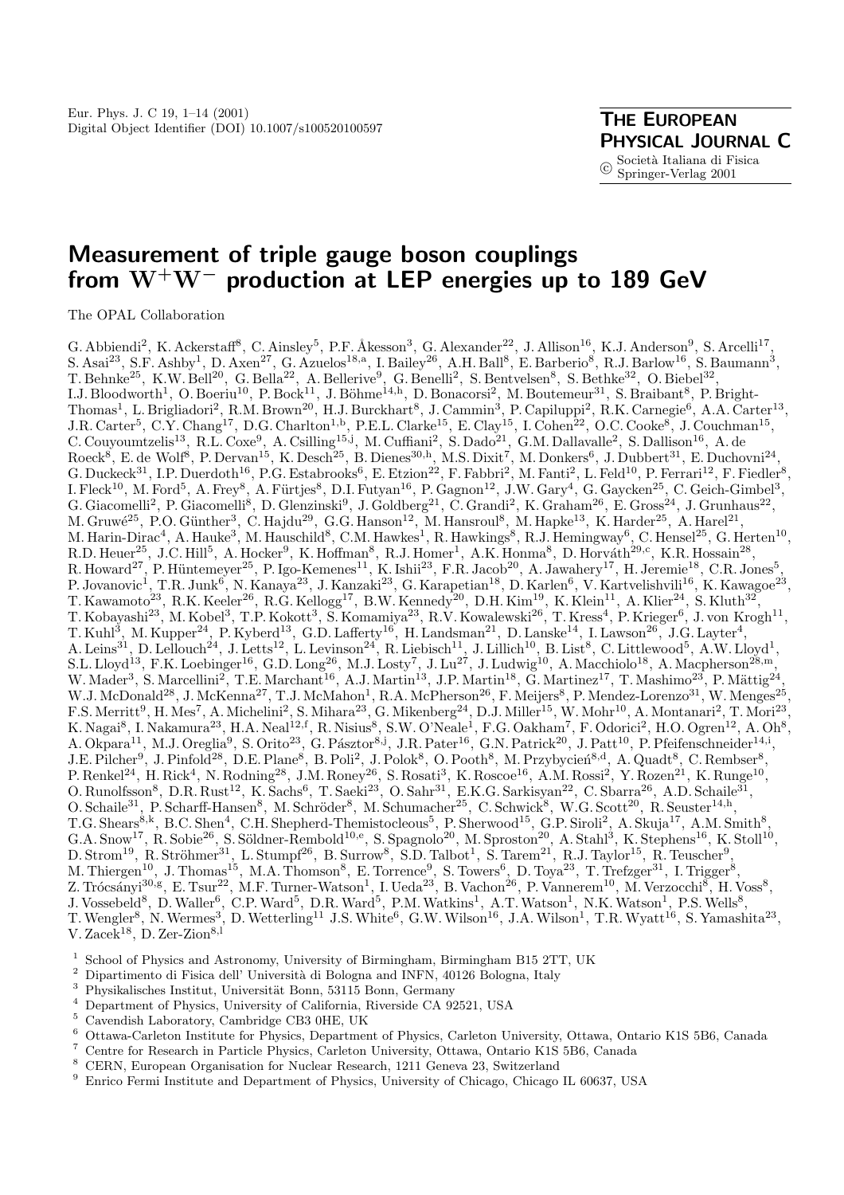Eur. Phys. J. C 19, 1–14 (2001)
Digital Object Identifier (DOI) 10.1007/s100520100597

**THE EUROPEAN PHYSICAL JOURNAL C**

© Società Italiana di Fisica
Springer-Verlag 2001

# Measurement of triple gauge boson couplings from $W^+W^-$ production at LEP energies up to 189 GeV

The OPAL Collaboration

G. Abbiendi[2], K. Ackerstaff[8], C. Ainsley[5], P.F. Åkesson[3], G. Alexander[22], J. Allison[16], K.J. Anderson[9], S. Arcelli[17], S. Asai[23], S.F. Ashby[1], D. Axen[27], G. Azuelos[18,a], I. Bailey[26], A.H. Ball[8], E. Barberio[8], R.J. Barlow[16], S. Baumann[3], T. Behnke[25], K.W. Bell[20], G. Bella[22], A. Bellerive[9], G. Benelli[2], S. Bentvelsen[8], S. Bethke[32], O. Biebel[32], I.J. Bloodworth[1], O. Boeriu[10], P. Bock[11], J. Böhme[14,h], D. Bonacorsi[2], M. Boutemeur[31], S. Braibant[8], P. Bright-Thomas[1], L. Brigliadori[2], R.M. Brown[20], H.J. Burckhart[8], J. Cammin[3], P. Capiluppi[2], R.K. Carnegie[6], A.A. Carter[13], J.R. Carter[5], C.Y. Chang[17], D.G. Charlton[1,b], P.E.L. Clarke[15], E. Clay[15], I. Cohen[22], O.C. Cooke[8], J. Couchman[15], C. Couyoumtzelis[13], R.L. Coxe[9], A. Csilling[15,j], M. Cuffiani[2], S. Dado[21], G.M. Dallavalle[2], S. Dallison[16], A. de Roeck[8], E. de Wolf[8], P. Dervan[15], K. Desch[25], B. Dienes[30,h], M.S. Dixit[7], M. Donkers[6], J. Dubbert[31], E. Duchovni[24], G. Duckeck[31], I.P. Duerdoth[16], P.G. Estabrooks[6], E. Etzion[22], F. Fabbri[2], M. Fanti[2], L. Feld[10], P. Ferrari[12], F. Fiedler[8], I. Fleck[10], M. Ford[5], A. Frey[8], A. Fürtjes[8], D.I. Futyan[16], P. Gagnon[12], J.W. Gary[4], G. Gaycken[25], C. Geich-Gimbel[3], G. Giacomelli[2], P. Giacomelli[8], D. Glenzinski[9], J. Goldberg[21], C. Grandi[2], K. Graham[26], E. Gross[24], J. Grunhaus[22], M. Gruwé[25], P.O. Günther[3], C. Hajdu[29], G.G. Hanson[12], M. Hansroul[8], M. Hapke[13], K. Harder[25], A. Harel[21], M. Harin-Dirac[4], A. Hauke[3], M. Hauschild[8], C.M. Hawkes[1], R. Hawkings[8], R.J. Hemingway[6], C. Hensel[25], G. Herten[10], R.D. Heuer[25], J.C. Hill[5], A. Hocker[9], K. Hoffman[8], R.J. Homer[1], A.K. Honma[8], D. Horváth[29,c], K.R. Hossain[28], R. Howard[27], P. Hüntemeyer[25], P. Igo-Kemenes[11], K. Ishii[23], F.R. Jacob[20], A. Jawahery[17], H. Jeremie[18], C.R. Jones[5], P. Jovanovic[1], T.R. Junk[6], N. Kanaya[23], J. Kanzaki[23], G. Karapetian[18], D. Karlen[6], V. Kartvelishvili[16], K. Kawagoe[23], T. Kawamoto[23], R.K. Keeler[26], R.G. Kellogg[17], B.W. Kennedy[20], D.H. Kim[19], K. Klein[11], A. Klier[24], S. Kluth[32], T. Kobayashi[23], M. Kobel[3], T.P. Kokott[3], S. Komamiya[23], R.V. Kowalewski[26], T. Kress[4], P. Krieger[6], J. von Krogh[11], T. Kuhl[3], M. Kupper[24], P. Kyberd[13], G.D. Lafferty[16], H. Landsman[21], D. Lanske[14], I. Lawson[26], J.G. Layter[4], A. Leins[31], D. Lellouch[24], J. Letts[12], L. Levinson[24], R. Liebisch[11], J. Lillich[10], B. List[8], C. Littlewood[5], A.W. Lloyd[1], S.L. Lloyd[13], F.K. Loebinger[16], G.D. Long[26], M.J. Losty[7], J. Lu[27], J. Ludwig[10], A. Macchiolo[18], A. Macpherson[28,m], W. Mader[3], S. Marcellini[2], T.E. Marchant[16], A.J. Martin[13], J.P. Martin[18], G. Martinez[17], T. Mashimo[23], P. Mättig[24], W.J. McDonald[28], J. McKenna[27], T.J. McMahon[1], R.A. McPherson[26], F. Meijers[8], P. Mendez-Lorenzo[31], W. Menges[25], F.S. Merritt[9], H. Mes[7], A. Michelini[2], S. Mihara[23], G. Mikenberg[24], D.J. Miller[15], W. Mohr[10], A. Montanari[2], T. Mori[23], K. Nagai[8], I. Nakamura[23], H.A. Neal[12,f], R. Nisius[8], S.W. O'Neale[1], F.G. Oakham[7], F. Odorici[2], H.O. Ogren[12], A. Oh[8], A. Okpara[11], M.J. Oreglia[9], S. Orito[23], G. Pásztor[8,j], J.R. Pater[16], G.N. Patrick[20], J. Patt[10], P. Pfeifenschneider[14,i], J.E. Pilcher[9], J. Pinfold[28], D.E. Plane[8], B. Poli[2], J. Polok[8], O. Pooth[8], M. Przybycień[8,d], A. Quadt[8], C. Rembser[8], P. Renkel[24], H. Rick[4], N. Rodning[28], J.M. Roney[26], S. Rosati[3], K. Roscoe[16], A.M. Rossi[2], Y. Rozen[21], K. Runge[10], O. Runolfsson[8], D.R. Rust[12], K. Sachs[6], T. Saeki[23], O. Sahr[31], E.K.G. Sarkisyan[22], C. Sbarra[26], A.D. Schaile[31], O. Schaile[31], P. Scharff-Hansen[8], M. Schröder[8], M. Schumacher[25], C. Schwick[8], W.G. Scott[20], R. Seuster[14,h], T.G. Shears[8,k], B.C. Shen[4], C.H. Shepherd-Themistocleous[5], P. Sherwood[15], G.P. Siroli[2], A. Skuja[17], A.M. Smith[8], G.A. Snow[17], R. Sobie[26], S. Söldner-Rembold[10,e], S. Spagnolo[20], M. Sproston[20], A. Stahl[3], K. Stephens[16], K. Stoll[10], D. Strom[19], R. Ströhmer[31], L. Stumpf[26], B. Surrow[8], S.D. Talbot[1], S. Tarem[21], R.J. Taylor[15], R. Teuscher[9], M. Thiergen[10], J. Thomas[15], M.A. Thomson[8], E. Torrence[9], S. Towers[6], D. Toya[23], T. Trefzger[31], I. Trigger[8], Z. Trócsányi[30,g], E. Tsur[22], M.F. Turner-Watson[1], I. Ueda[23], B. Vachon[26], P. Vannerem[10], M. Verzocchi[8], H. Voss[8], J. Vossebeld[8], D. Waller[6], C.P. Ward[5], D.R. Ward[5], P.M. Watkins[1], A.T. Watson[1], N.K. Watson[1], P.S. Wells[8], T. Wengler[8], N. Wermes[3], D. Wetterling[11] J.S. White[6], G.W. Wilson[16], J.A. Wilson[1], T.R. Wyatt[16], S. Yamashita[23], V. Zacek[18], D. Zer-Zion[8,l]

[1] School of Physics and Astronomy, University of Birmingham, Birmingham B15 2TT, UK
[2] Dipartimento di Fisica dell' Università di Bologna and INFN, 40126 Bologna, Italy
[3] Physikalisches Institut, Universität Bonn, 53115 Bonn, Germany
[4] Department of Physics, University of California, Riverside CA 92521, USA
[5] Cavendish Laboratory, Cambridge CB3 0HE, UK
[6] Ottawa-Carleton Institute for Physics, Department of Physics, Carleton University, Ottawa, Ontario K1S 5B6, Canada
[7] Centre for Research in Particle Physics, Carleton University, Ottawa, Ontario K1S 5B6, Canada
[8] CERN, European Organisation for Nuclear Research, 1211 Geneva 23, Switzerland
[9] Enrico Fermi Institute and Department of Physics, University of Chicago, Chicago IL 60637, USA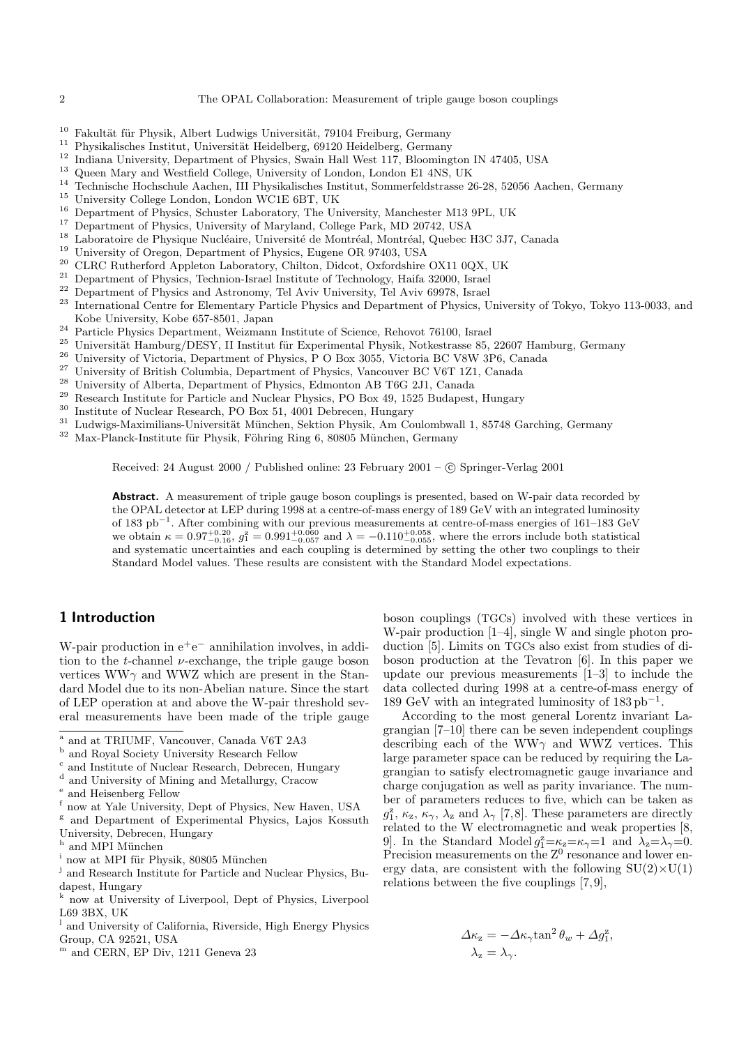[10] Fakultät für Physik, Albert Ludwigs Universität, 79104 Freiburg, Germany
[11] Physikalisches Institut, Universität Heidelberg, 69120 Heidelberg, Germany
[12] Indiana University, Department of Physics, Swain Hall West 117, Bloomington IN 47405, USA
[13] Queen Mary and Westfield College, University of London, London E1 4NS, UK
[14] Technische Hochschule Aachen, III Physikalisches Institut, Sommerfeldstrasse 26-28, 52056 Aachen, Germany
[15] University College London, London WC1E 6BT, UK
[16] Department of Physics, Schuster Laboratory, The University, Manchester M13 9PL, UK
[17] Department of Physics, University of Maryland, College Park, MD 20742, USA
[18] Laboratoire de Physique Nucléaire, Université de Montréal, Montréal, Quebec H3C 3J7, Canada
[19] University of Oregon, Department of Physics, Eugene OR 97403, USA
[20] CLRC Rutherford Appleton Laboratory, Chilton, Didcot, Oxfordshire OX11 0QX, UK
[21] Department of Physics, Technion-Israel Institute of Technology, Haifa 32000, Israel
[22] Department of Physics and Astronomy, Tel Aviv University, Tel Aviv 69978, Israel
[23] International Centre for Elementary Particle Physics and Department of Physics, University of Tokyo, Tokyo 113-0033, and Kobe University, Kobe 657-8501, Japan
[24] Particle Physics Department, Weizmann Institute of Science, Rehovot 76100, Israel
[25] Universität Hamburg/DESY, II Institut für Experimental Physik, Notkestrasse 85, 22607 Hamburg, Germany
[26] University of Victoria, Department of Physics, P O Box 3055, Victoria BC V8W 3P6, Canada
[27] University of British Columbia, Department of Physics, Vancouver BC V6T 1Z1, Canada
[28] University of Alberta, Department of Physics, Edmonton AB T6G 2J1, Canada
[29] Research Institute for Particle and Nuclear Physics, PO Box 49, 1525 Budapest, Hungary
[30] Institute of Nuclear Research, PO Box 51, 4001 Debrecen, Hungary
[31] Ludwigs-Maximilians-Universität München, Sektion Physik, Am Coulombwall 1, 85748 Garching, Germany
[32] Max-Planck-Institute für Physik, Föhring Ring 6, 80805 München, Germany

Received: 24 August 2000 / Published online: 23 February 2001 – © Springer-Verlag 2001

**Abstract.** A measurement of triple gauge boson couplings is presented, based on W-pair data recorded by the OPAL detector at LEP during 1998 at a centre-of-mass energy of 189 GeV with an integrated luminosity of 183 $\text{pb}^{-1}$. After combining with our previous measurements at centre-of-mass energies of 161–183 GeV we obtain $\kappa = 0.97^{+0.20}_{-0.16}$, $g_1^z = 0.991^{+0.060}_{-0.057}$ and $\lambda = -0.110^{+0.058}_{-0.055}$, where the errors include both statistical and systematic uncertainties and each coupling is determined by setting the other two couplings to their Standard Model values. These results are consistent with the Standard Model expectations.

## 1 Introduction

W-pair production in $e^+e^-$ annihilation involves, in addition to the $t$-channel $\nu$-exchange, the triple gauge boson vertices $WW\gamma$ and WWZ which are present in the Standard Model due to its non-Abelian nature. Since the start of LEP operation at and above the W-pair threshold several measurements have been made of the triple gauge boson couplings (TGCs) involved with these vertices in W-pair production [1–4], single W and single photon production [5]. Limits on TGCs also exist from studies of diboson production at the Tevatron [6]. In this paper we update our previous measurements [1–3] to include the data collected during 1998 at a centre-of-mass energy of 189 GeV with an integrated luminosity of $183\,\text{pb}^{-1}$.

According to the most general Lorentz invariant Lagrangian [7–10] there can be seven independent couplings describing each of the $WW\gamma$ and WWZ vertices. This large parameter space can be reduced by requiring the Lagrangian to satisfy electromagnetic gauge invariance and charge conjugation as well as parity invariance. The number of parameters reduces to five, which can be taken as $g_1^z$, $\kappa_z$, $\kappa_\gamma$, $\lambda_z$ and $\lambda_\gamma$ [7,8]. These parameters are directly related to the W electromagnetic and weak properties [8, 9]. In the Standard Model $g_1^z$=$\kappa_z$=$\kappa_\gamma$=1 and $\lambda_z$=$\lambda_\gamma$=0. Precision measurements on the $Z^0$ resonance and lower energy data, are consistent with the following SU(2)×U(1) relations between the five couplings [7,9],

$$
\begin{aligned}
\Delta\kappa_z &= -\Delta\kappa_\gamma \tan^2\theta_w + \Delta g_1^z, \\
\lambda_z &= \lambda_\gamma.
\end{aligned}
$$

[a] and at TRIUMF, Vancouver, Canada V6T 2A3
[b] and Royal Society University Research Fellow
[c] and Institute of Nuclear Research, Debrecen, Hungary
[d] and University of Mining and Metallurgy, Cracow
[e] and Heisenberg Fellow
[f] now at Yale University, Dept of Physics, New Haven, USA
[g] and Department of Experimental Physics, Lajos Kossuth University, Debrecen, Hungary
[h] and MPI München
[i] now at MPI für Physik, 80805 München
[j] and Research Institute for Particle and Nuclear Physics, Budapest, Hungary
[k] now at University of Liverpool, Dept of Physics, Liverpool L69 3BX, UK
[l] and University of California, Riverside, High Energy Physics Group, CA 92521, USA
[m] and CERN, EP Div, 1211 Geneva 23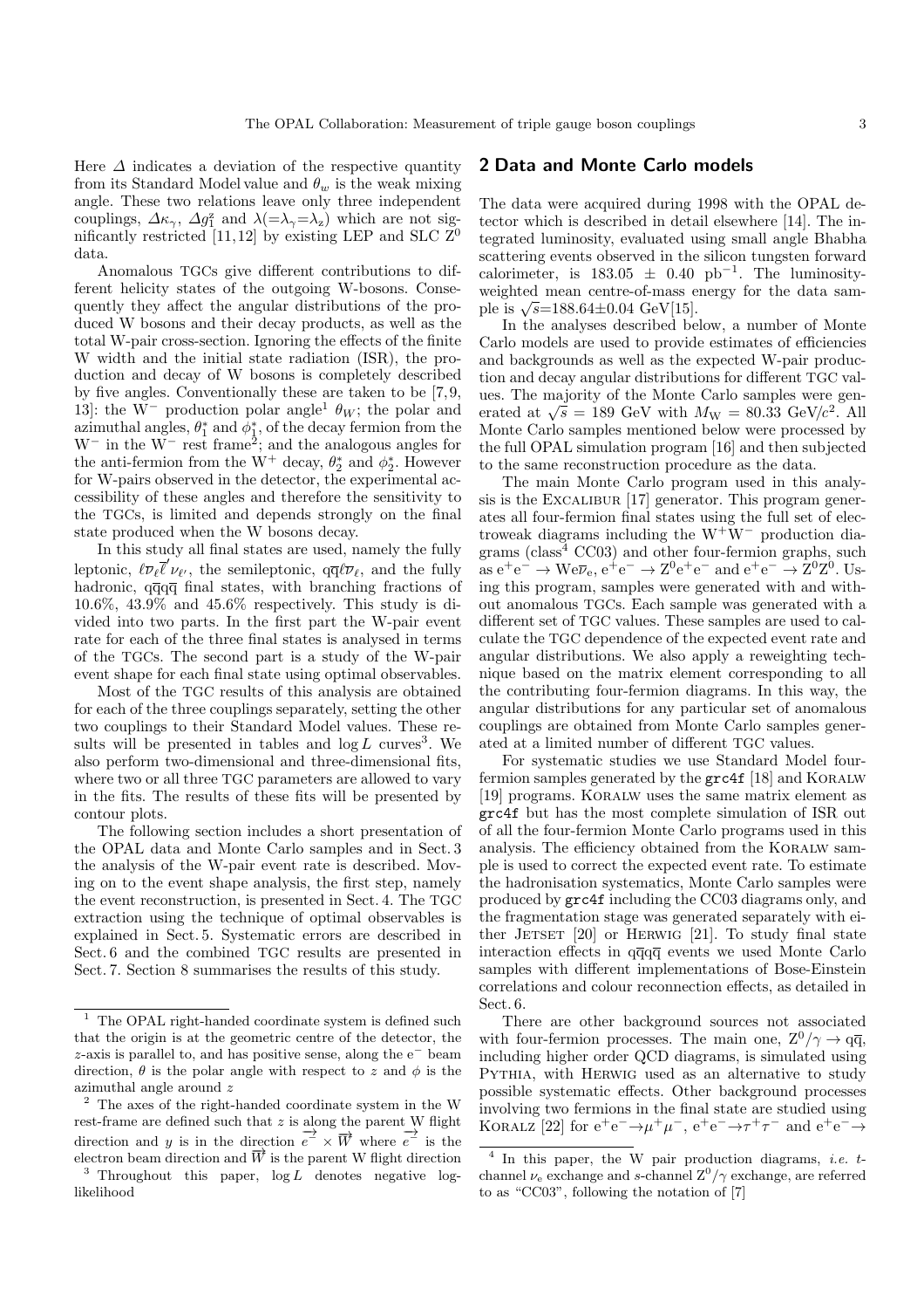Here $\Delta$ indicates a deviation of the respective quantity from its Standard Model value and $\theta_w$ is the weak mixing angle. These two relations leave only three independent couplings, $\Delta\kappa_\gamma$, $\Delta g_1^z$ and $\lambda(=\lambda_\gamma=\lambda_z)$ which are not significantly restricted [11,12] by existing LEP and SLC $Z^0$ data.

Anomalous TGCs give different contributions to different helicity states of the outgoing W-bosons. Consequently they affect the angular distributions of the produced W bosons and their decay products, as well as the total W-pair cross-section. Ignoring the effects of the finite W width and the initial state radiation (ISR), the production and decay of W bosons is completely described by five angles. Conventionally these are taken to be [7,9, 13]: the $W^-$ production polar angle[1] $\theta_W$; the polar and azimuthal angles, $\theta_1^*$ and $\phi_1^*$, of the decay fermion from the $W^-$ in the $W^-$ rest frame[2]; and the analogous angles for the anti-fermion from the $W^+$ decay, $\theta_2^*$ and $\phi_2^*$. However for W-pairs observed in the detector, the experimental accessibility of these angles and therefore the sensitivity to the TGCs, is limited and depends strongly on the final state produced when the W bosons decay.

In this study all final states are used, namely the fully leptonic, $\ell\overline{\nu}_\ell\overline{\ell}'\nu_{\ell'}$, the semileptonic, $q\overline{q}\ell\overline{\nu}_\ell$, and the fully hadronic, $q\overline{q}q\overline{q}$ final states, with branching fractions of 10.6%, 43.9% and 45.6% respectively. This study is divided into two parts. In the first part the W-pair event rate for each of the three final states is analysed in terms of the TGCs. The second part is a study of the W-pair event shape for each final state using optimal observables.

Most of the TGC results of this analysis are obtained for each of the three couplings separately, setting the other two couplings to their Standard Model values. These results will be presented in tables and $\log L$ curves[3]. We also perform two-dimensional and three-dimensional fits, where two or all three TGC parameters are allowed to vary in the fits. The results of these fits will be presented by contour plots.

The following section includes a short presentation of the OPAL data and Monte Carlo samples and in Sect. 3 the analysis of the W-pair event rate is described. Moving on to the event shape analysis, the first step, namely the event reconstruction, is presented in Sect. 4. The TGC extraction using the technique of optimal observables is explained in Sect. 5. Systematic errors are described in Sect. 6 and the combined TGC results are presented in Sect. 7. Section 8 summarises the results of this study.

[1] The OPAL right-handed coordinate system is defined such that the origin is at the geometric centre of the detector, the $z$-axis is parallel to, and has positive sense, along the $e^-$ beam direction, $\theta$ is the polar angle with respect to $z$ and $\phi$ is the azimuthal angle around $z$

[2] The axes of the right-handed coordinate system in the W rest-frame are defined such that $z$ is along the parent W flight direction and $y$ is in the direction $\overrightarrow{e^-} \times \overrightarrow{W}$ where $\overrightarrow{e^-}$ is the electron beam direction and $\overrightarrow{W}$ is the parent W flight direction

[3] Throughout this paper, $\log L$ denotes negative log-likelihood

## 2 Data and Monte Carlo models

The data were acquired during 1998 with the OPAL detector which is described in detail elsewhere [14]. The integrated luminosity, evaluated using small angle Bhabha scattering events observed in the silicon tungsten forward calorimeter, is $183.05 \pm 0.40$ pb$^{-1}$. The luminosity-weighted mean centre-of-mass energy for the data sample is $\sqrt{s}$=188.64$\pm$0.04 GeV[15].

In the analyses described below, a number of Monte Carlo models are used to provide estimates of efficiencies and backgrounds as well as the expected W-pair production and decay angular distributions for different TGC values. The majority of the Monte Carlo samples were generated at $\sqrt{s}$ = 189 GeV with $M_W$ = 80.33 GeV/$c^2$. All Monte Carlo samples mentioned below were processed by the full OPAL simulation program [16] and then subjected to the same reconstruction procedure as the data.

The main Monte Carlo program used in this analysis is the EXCALIBUR [17] generator. This program generates all four-fermion final states using the full set of electroweak diagrams including the $W^+W^-$ production diagrams (class[4] CC03) and other four-fermion graphs, such as $e^+e^- \to We\overline{\nu}_e$, $e^+e^- \to Z^0e^+e^-$ and $e^+e^- \to Z^0Z^0$. Using this program, samples were generated with and without anomalous TGCs. Each sample was generated with a different set of TGC values. These samples are used to calculate the TGC dependence of the expected event rate and angular distributions. We also apply a reweighting technique based on the matrix element corresponding to all the contributing four-fermion diagrams. In this way, the angular distributions for any particular set of anomalous couplings are obtained from Monte Carlo samples generated at a limited number of different TGC values.

For systematic studies we use Standard Model four-fermion samples generated by the grc4f [18] and KORALW [19] programs. KORALW uses the same matrix element as grc4f but has the most complete simulation of ISR out of all the four-fermion Monte Carlo programs used in this analysis. The efficiency obtained from the KORALW sample is used to correct the expected event rate. To estimate the hadronisation systematics, Monte Carlo samples were produced by grc4f including the CC03 diagrams only, and the fragmentation stage was generated separately with either JETSET [20] or HERWIG [21]. To study final state interaction effects in $q\overline{q}q\overline{q}$ events we used Monte Carlo samples with different implementations of Bose-Einstein correlations and colour reconnection effects, as detailed in Sect. 6.

There are other background sources not associated with four-fermion processes. The main one, $Z^0/\gamma \to q\overline{q}$, including higher order QCD diagrams, is simulated using PYTHIA, with HERWIG used as an alternative to study possible systematic effects. Other background processes involving two fermions in the final state are studied using KORALZ [22] for $e^+e^- \to \mu^+\mu^-$, $e^+e^- \to \tau^+\tau^-$ and $e^+e^- \to$

[4] In this paper, the W pair production diagrams, *i.e.* $t$-channel $\nu_e$ exchange and $s$-channel $Z^0/\gamma$ exchange, are referred to as "CC03", following the notation of [7]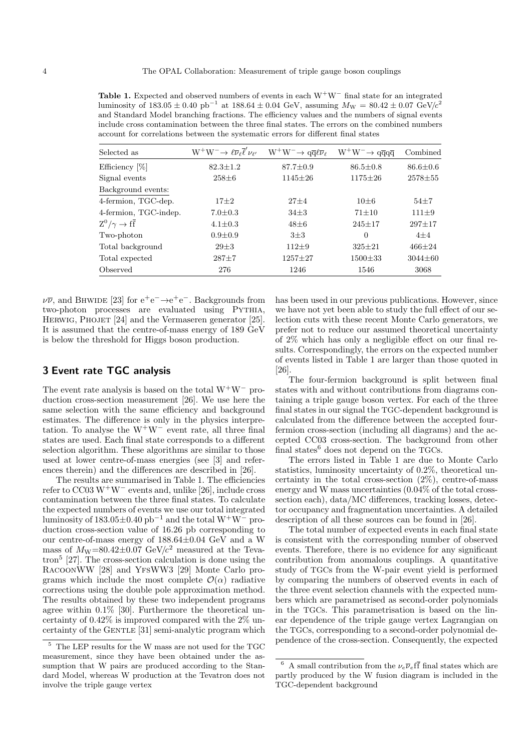**Table 1.** Expected and observed numbers of events in each $W^+W^-$ final state for an integrated luminosity of $183.05 \pm 0.40$ pb$^{-1}$ at $188.64 \pm 0.04$ GeV, assuming $M_W = 80.42 \pm 0.07$ GeV/$c^2$ and Standard Model branching fractions. The efficiency values and the numbers of signal events include cross contamination between the three final states. The errors on the combined numbers account for correlations between the systematic errors for different final states

| Selected as | $W^+W^- \to \ell\overline{\nu}_\ell \overline{\ell}' \nu_{\ell'}$ | $W^+W^- \to q\overline{q}\ell\overline{\nu}_\ell$ | $W^+W^- \to q\overline{q}q\overline{q}$ | Combined |
|---|---|---|---|---|
| Efficiency [%] | $82.3\pm1.2$ | $87.7\pm0.9$ | $86.5\pm0.8$ | $86.6\pm0.6$ |
| Signal events | $258\pm6$ | $1145\pm26$ | $1175\pm26$ | $2578\pm55$ |
| Background events: | | | | |
| 4-fermion, TGC-dep. | $17\pm2$ | $27\pm4$ | $10\pm6$ | $54\pm7$ |
| 4-fermion, TGC-indep. | $7.0\pm0.3$ | $34\pm3$ | $71\pm10$ | $111\pm9$ |
| $Z^0/\gamma \to f\overline{f}$ | $4.1\pm0.3$ | $48\pm6$ | $245\pm17$ | $297\pm17$ |
| Two-photon | $0.9\pm0.9$ | $3\pm3$ | 0 | $4\pm4$ |
| Total background | $29\pm3$ | $112\pm9$ | $325\pm21$ | $466\pm24$ |
| Total expected | $287\pm7$ | $1257\pm27$ | $1500\pm33$ | $3044\pm60$ |
| Observed | 276 | 1246 | 1546 | 3068 |

$\nu\overline{\nu}$, and BHWIDE [23] for $e^+e^-\to e^+e^-$. Backgrounds from two-photon processes are evaluated using PYTHIA, HERWIG, PHOJET [24] and the Vermaseren generator [25]. It is assumed that the centre-of-mass energy of 189 GeV is below the threshold for Higgs boson production.

## 3 Event rate TGC analysis

The event rate analysis is based on the total $W^+W^-$ production cross-section measurement [26]. We use here the same selection with the same efficiency and background estimates. The difference is only in the physics interpretation. To analyse the $W^+W^-$ event rate, all three final states are used. Each final state corresponds to a different selection algorithm. These algorithms are similar to those used at lower centre-of-mass energies (see [3] and references therein) and the differences are described in [26].

The results are summarised in Table 1. The efficiencies refer to CC03 $W^+W^-$ events and, unlike [26], include cross contamination between the three final states. To calculate the expected numbers of events we use our total integrated luminosity of $183.05\pm0.40$ pb$^{-1}$ and the total $W^+W^-$ production cross-section value of 16.26 pb corresponding to our centre-of-mass energy of $188.64\pm0.04$ GeV and a W mass of $M_W$=$80.42\pm0.07$ GeV/$c^2$ measured at the Tevatron[5] [27]. The cross-section calculation is done using the RACOONWW [28] and YFSWW3 [29] Monte Carlo programs which include the most complete $\mathcal{O}(\alpha)$ radiative corrections using the double pole approximation method. The results obtained by these two independent programs agree within 0.1% [30]. Furthermore the theoretical uncertainty of 0.42% is improved compared with the 2% uncertainty of the GENTLE [31] semi-analytic program which has been used in our previous publications. However, since we have not yet been able to study the full effect of our selection cuts with these recent Monte Carlo generators, we prefer not to reduce our assumed theoretical uncertainty of 2% which has only a negligible effect on our final results. Correspondingly, the errors on the expected number of events listed in Table 1 are larger than those quoted in [26].

The four-fermion background is split between final states with and without contributions from diagrams containing a triple gauge boson vertex. For each of the three final states in our signal the TGC-dependent background is calculated from the difference between the accepted four-fermion cross-section (including all diagrams) and the accepted CC03 cross-section. The background from other final states[6] does not depend on the TGCs.

The errors listed in Table 1 are due to Monte Carlo statistics, luminosity uncertainty of 0.2%, theoretical uncertainty in the total cross-section (2%), centre-of-mass energy and W mass uncertainties (0.04% of the total cross-section each), data/MC differences, tracking losses, detector occupancy and fragmentation uncertainties. A detailed description of all these sources can be found in [26].

The total number of expected events in each final state is consistent with the corresponding number of observed events. Therefore, there is no evidence for any significant contribution from anomalous couplings. A quantitative study of TGCs from the W-pair event yield is performed by comparing the numbers of observed events in each of the three event selection channels with the expected numbers which are parametrised as second-order polynomials in the TGCs. This parametrisation is based on the linear dependence of the triple gauge vertex Lagrangian on the TGCs, corresponding to a second-order polynomial dependence of the cross-section. Consequently, the expected

[5] The LEP results for the W mass are not used for the TGC measurement, since they have been obtained under the assumption that W pairs are produced according to the Standard Model, whereas W production at the Tevatron does not involve the triple gauge vertex

[6] A small contribution from the $\nu_e\overline{\nu}_e f\overline{f}$ final states which are partly produced by the W fusion diagram is included in the TGC-dependent background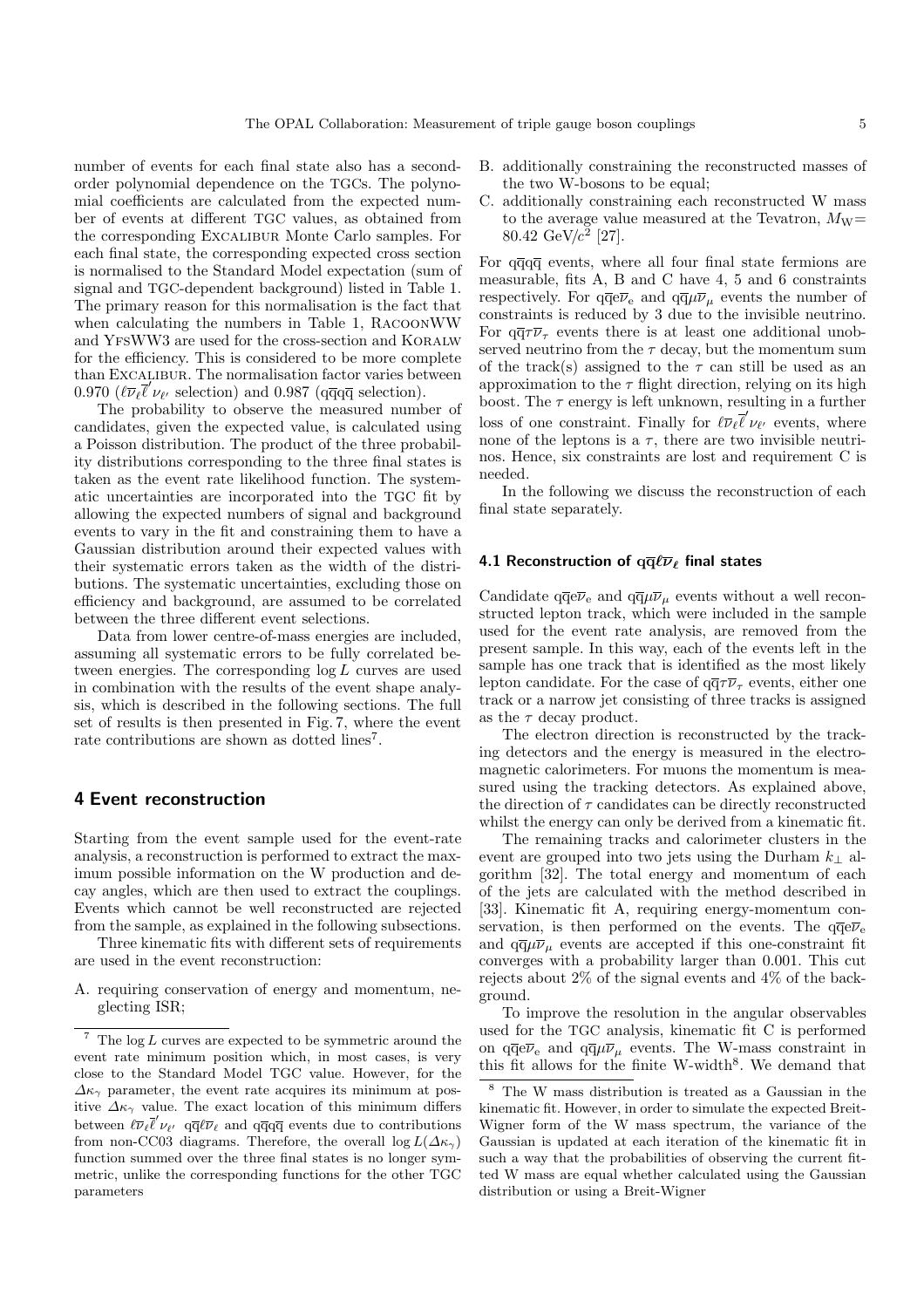number of events for each final state also has a second-order polynomial dependence on the TGCs. The polynomial coefficients are calculated from the expected number of events at different TGC values, as obtained from the corresponding EXCALIBUR Monte Carlo samples. For each final state, the corresponding expected cross section is normalised to the Standard Model expectation (sum of signal and TGC-dependent background) listed in Table 1. The primary reason for this normalisation is the fact that when calculating the numbers in Table 1, RACOONWW and YFSWW3 are used for the cross-section and KORALW for the efficiency. This is considered to be more complete than EXCALIBUR. The normalisation factor varies between 0.970 ($\ell\overline{\nu}_\ell\overline{\ell}'\nu_{\ell'}$ selection) and 0.987 ($\mathrm{q\overline{q}q\overline{q}}$ selection).

The probability to observe the measured number of candidates, given the expected value, is calculated using a Poisson distribution. The product of the three probability distributions corresponding to the three final states is taken as the event rate likelihood function. The systematic uncertainties are incorporated into the TGC fit by allowing the expected numbers of signal and background events to vary in the fit and constraining them to have a Gaussian distribution around their expected values with their systematic errors taken as the width of the distributions. The systematic uncertainties, excluding those on efficiency and background, are assumed to be correlated between the three different event selections.

Data from lower centre-of-mass energies are included, assuming all systematic errors to be fully correlated between energies. The corresponding $\log L$ curves are used in combination with the results of the event shape analysis, which is described in the following sections. The full set of results is then presented in Fig. 7, where the event rate contributions are shown as dotted lines[7].

## 4 Event reconstruction

Starting from the event sample used for the event-rate analysis, a reconstruction is performed to extract the maximum possible information on the W production and decay angles, which are then used to extract the couplings. Events which cannot be well reconstructed are rejected from the sample, as explained in the following subsections.

Three kinematic fits with different sets of requirements are used in the event reconstruction:

A. requiring conservation of energy and momentum, neglecting ISR;
B. additionally constraining the reconstructed masses of the two W-bosons to be equal;
C. additionally constraining each reconstructed W mass to the average value measured at the Tevatron, $M_\mathrm{W}$= 80.42 GeV/$c^2$ [27].

For $\mathrm{q\overline{q}q\overline{q}}$ events, where all four final state fermions are measurable, fits A, B and C have 4, 5 and 6 constraints respectively. For $\mathrm{q\overline{q}e\overline{\nu}_e}$ and $\mathrm{q\overline{q}}\mu\overline{\nu}_\mu$ events the number of constraints is reduced by 3 due to the invisible neutrino. For $\mathrm{q\overline{q}}\tau\overline{\nu}_\tau$ events there is at least one additional unobserved neutrino from the $\tau$ decay, but the momentum sum of the track(s) assigned to the $\tau$ can still be used as an approximation to the $\tau$ flight direction, relying on its high boost. The $\tau$ energy is left unknown, resulting in a further loss of one constraint. Finally for $\ell\overline{\nu}_\ell\overline{\ell}'\nu_{\ell'}$ events, where none of the leptons is a $\tau$, there are two invisible neutrinos. Hence, six constraints are lost and requirement C is needed.

In the following we discuss the reconstruction of each final state separately.

### 4.1 Reconstruction of $\mathrm{q\overline{q}}\ell\overline{\nu}_\ell$ final states

Candidate $\mathrm{q\overline{q}e\overline{\nu}_e}$ and $\mathrm{q\overline{q}}\mu\overline{\nu}_\mu$ events without a well reconstructed lepton track, which were included in the sample used for the event rate analysis, are removed from the present sample. In this way, each of the events left in the sample has one track that is identified as the most likely lepton candidate. For the case of $\mathrm{q\overline{q}}\tau\overline{\nu}_\tau$ events, either one track or a narrow jet consisting of three tracks is assigned as the $\tau$ decay product.

The electron direction is reconstructed by the tracking detectors and the energy is measured in the electromagnetic calorimeters. For muons the momentum is measured using the tracking detectors. As explained above, the direction of $\tau$ candidates can be directly reconstructed whilst the energy can only be derived from a kinematic fit.

The remaining tracks and calorimeter clusters in the event are grouped into two jets using the Durham $k_\perp$ algorithm [32]. The total energy and momentum of each of the jets are calculated with the method described in [33]. Kinematic fit A, requiring energy-momentum conservation, is then performed on the events. The $\mathrm{q\overline{q}e\overline{\nu}_e}$ and $\mathrm{q\overline{q}}\mu\overline{\nu}_\mu$ events are accepted if this one-constraint fit converges with a probability larger than 0.001. This cut rejects about 2% of the signal events and 4% of the background.

To improve the resolution in the angular observables used for the TGC analysis, kinematic fit C is performed on $\mathrm{q\overline{q}e\overline{\nu}_e}$ and $\mathrm{q\overline{q}}\mu\overline{\nu}_\mu$ events. The W-mass constraint in this fit allows for the finite W-width[8]. We demand that

[7] The $\log L$ curves are expected to be symmetric around the event rate minimum position which, in most cases, is very close to the Standard Model TGC value. However, for the $\Delta\kappa_\gamma$ parameter, the event rate acquires its minimum at positive $\Delta\kappa_\gamma$ value. The exact location of this minimum differs between $\ell\overline{\nu}_\ell\overline{\ell}'\nu_{\ell'}$ $\mathrm{q\overline{q}}\ell\overline{\nu}_\ell$ and $\mathrm{q\overline{q}q\overline{q}}$ events due to contributions from non-CC03 diagrams. Therefore, the overall $\log L(\Delta\kappa_\gamma)$ function summed over the three final states is no longer symmetric, unlike the corresponding functions for the other TGC parameters

[8] The W mass distribution is treated as a Gaussian in the kinematic fit. However, in order to simulate the expected Breit-Wigner form of the W mass spectrum, the variance of the Gaussian is updated at each iteration of the kinematic fit in such a way that the probabilities of observing the current fitted W mass are equal whether calculated using the Gaussian distribution or using a Breit-Wigner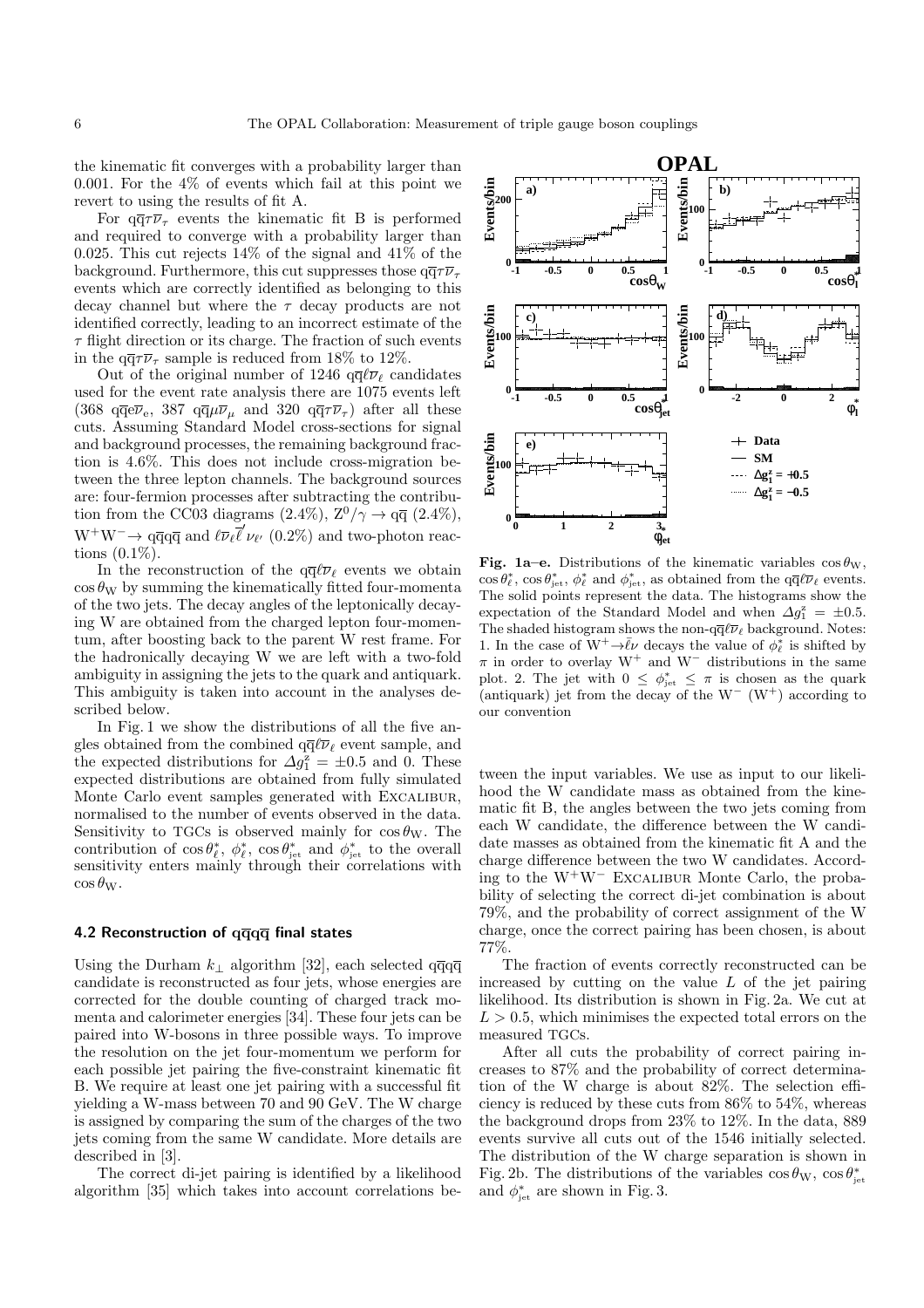the kinematic fit converges with a probability larger than 0.001. For the 4% of events which fail at this point we revert to using the results of fit A.

For $q\overline{q}\tau\overline{\nu}_\tau$ events the kinematic fit B is performed and required to converge with a probability larger than 0.025. This cut rejects 14% of the signal and 41% of the background. Furthermore, this cut suppresses those $q\overline{q}\tau\overline{\nu}_\tau$ events which are correctly identified as belonging to this decay channel but where the $\tau$ decay products are not identified correctly, leading to an incorrect estimate of the $\tau$ flight direction or its charge. The fraction of such events in the $q\overline{q}\tau\overline{\nu}_\tau$ sample is reduced from 18% to 12%.

Out of the original number of 1246 $q\overline{q}\ell\overline{\nu}_\ell$ candidates used for the event rate analysis there are 1075 events left (368 $q\overline{q}e\overline{\nu}_e$, 387 $q\overline{q}\mu\overline{\nu}_\mu$ and 320 $q\overline{q}\tau\overline{\nu}_\tau$) after all these cuts. Assuming Standard Model cross-sections for signal and background processes, the remaining background fraction is 4.6%. This does not include cross-migration between the three lepton channels. The background sources are: four-fermion processes after subtracting the contribution from the CC03 diagrams (2.4%), $Z^0/\gamma \to q\overline{q}$ (2.4%), $W^+W^- \to q\overline{q}q\overline{q}$ and $\ell\overline{\nu}_\ell\overline{\ell}'\nu_{\ell'}$ (0.2%) and two-photon reactions (0.1%).

In the reconstruction of the $q\overline{q}\ell\overline{\nu}_\ell$ events we obtain $\cos\theta_W$ by summing the kinematically fitted four-momenta of the two jets. The decay angles of the leptonically decaying W are obtained from the charged lepton four-momentum, after boosting back to the parent W rest frame. For the hadronically decaying W we are left with a two-fold ambiguity in assigning the jets to the quark and antiquark. This ambiguity is taken into account in the analyses described below.

In Fig. 1 we show the distributions of all the five angles obtained from the combined $q\overline{q}\ell\overline{\nu}_\ell$ event sample, and the expected distributions for $\Delta g_1^z = \pm 0.5$ and 0. These expected distributions are obtained from fully simulated Monte Carlo event samples generated with EXCALIBUR, normalised to the number of events observed in the data. Sensitivity to TGCs is observed mainly for $\cos\theta_W$. The contribution of $\cos\theta_\ell^*$, $\phi_\ell^*$, $\cos\theta_{\rm jet}^*$ and $\phi_{\rm jet}^*$ to the overall sensitivity enters mainly through their correlations with $\cos\theta_W$.

**Fig. 1a–e.** Distributions of the kinematic variables $\cos\theta_W$, $\cos\theta_\ell^*$, $\cos\theta_{\rm jet}^*$, $\phi_\ell^*$ and $\phi_{\rm jet}^*$, as obtained from the $q\overline{q}\ell\overline{\nu}_\ell$ events. The solid points represent the data. The histograms show the expectation of the Standard Model and when $\Delta g_1^z = \pm 0.5$. The shaded histogram shows the non-$q\overline{q}\ell\overline{\nu}_\ell$ background. Notes: 1. In the case of $W^+ \to \bar{\ell}\nu$ decays the value of $\phi_\ell^*$ is shifted by $\pi$ in order to overlay $W^+$ and $W^-$ distributions in the same plot. 2. The jet with $0 \le \phi_{\rm jet}^* \le \pi$ is chosen as the quark (antiquark) jet from the decay of the $W^-$ ($W^+$) according to our convention

### 4.2 Reconstruction of $q\overline{q}q\overline{q}$ final states

Using the Durham $k_\perp$ algorithm [32], each selected $q\overline{q}q\overline{q}$ candidate is reconstructed as four jets, whose energies are corrected for the double counting of charged track momenta and calorimeter energies [34]. These four jets can be paired into W-bosons in three possible ways. To improve the resolution on the jet four-momentum we perform for each possible jet pairing the five-constraint kinematic fit B. We require at least one jet pairing with a successful fit yielding a W-mass between 70 and 90 GeV. The W charge is assigned by comparing the sum of the charges of the two jets coming from the same W candidate. More details are described in [3].

The correct di-jet pairing is identified by a likelihood algorithm [35] which takes into account correlations between the input variables. We use as input to our likelihood the W candidate mass as obtained from the kinematic fit B, the angles between the two jets coming from each W candidate, the difference between the W candidate masses as obtained from the kinematic fit A and the charge difference between the two W candidates. According to the $W^+W^-$ EXCALIBUR Monte Carlo, the probability of selecting the correct di-jet combination is about 79%, and the probability of correct assignment of the W charge, once the correct pairing has been chosen, is about 77%.

The fraction of events correctly reconstructed can be increased by cutting on the value $L$ of the jet pairing likelihood. Its distribution is shown in Fig. 2a. We cut at $L > 0.5$, which minimises the expected total errors on the measured TGCs.

After all cuts the probability of correct pairing increases to 87% and the probability of correct determination of the W charge is about 82%. The selection efficiency is reduced by these cuts from 86% to 54%, whereas the background drops from 23% to 12%. In the data, 889 events survive all cuts out of the 1546 initially selected. The distribution of the W charge separation is shown in Fig. 2b. The distributions of the variables $\cos\theta_W$, $\cos\theta_{\rm jet}^*$ and $\phi_{\rm jet}^*$ are shown in Fig. 3.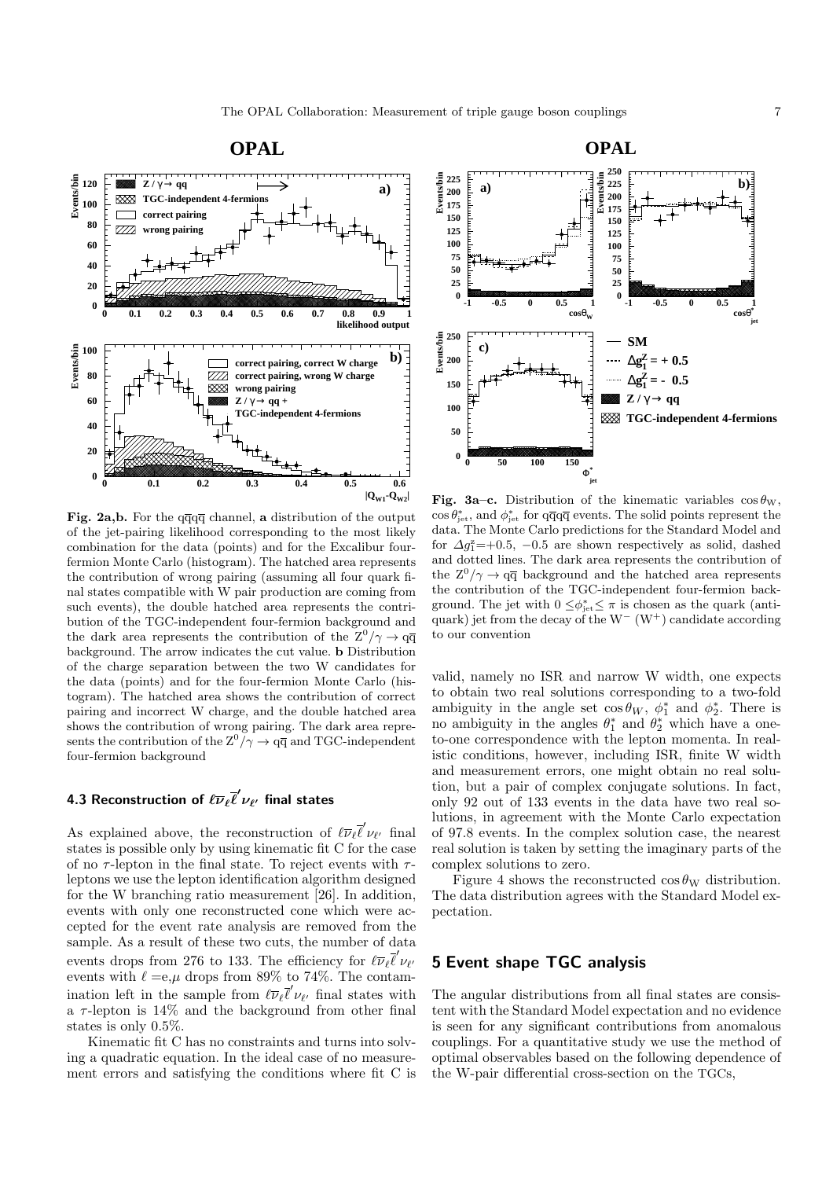**Fig. 2a,b.** For the $q\overline{q}q\overline{q}$ channel, **a** distribution of the output of the jet-pairing likelihood corresponding to the most likely combination for the data (points) and for the Excalibur four-fermion Monte Carlo (histogram). The hatched area represents the contribution of wrong pairing (assuming all four quark final states compatible with W pair production are coming from such events), the double hatched area represents the contribution of the TGC-independent four-fermion background and the dark area represents the contribution of the $Z^0/\gamma \rightarrow q\overline{q}$ background. The arrow indicates the cut value. **b** Distribution of the charge separation between the two W candidates for the data (points) and for the four-fermion Monte Carlo (histogram). The hatched area shows the contribution of correct pairing and incorrect W charge, and the double hatched area shows the contribution of wrong pairing. The dark area represents the contribution of the $Z^0/\gamma \rightarrow q\overline{q}$ and TGC-independent four-fermion background

**Fig. 3a–c.** Distribution of the kinematic variables $\cos\theta_W$, $\cos\theta^*_{jet}$, and $\phi^*_{jet}$ for $q\overline{q}q\overline{q}$ events. The solid points represent the data. The Monte Carlo predictions for the Standard Model and for $\Delta g_1^z$=+0.5, −0.5 are shown respectively as solid, dashed and dotted lines. The dark area represents the contribution of the $Z^0/\gamma \rightarrow q\overline{q}$ background and the hatched area represents the contribution of the TGC-independent four-fermion background. The jet with $0 \leq \phi^*_{jet} \leq \pi$ is chosen as the quark (antiquark) jet from the decay of the $W^-$ ($W^+$) candidate according to our convention

### 4.3 Reconstruction of $\ell\overline{\nu}_\ell\overline{\ell}'\nu_{\ell'}$ final states

As explained above, the reconstruction of $\ell\overline{\nu}_\ell\overline{\ell}'\nu_{\ell'}$ final states is possible only by using kinematic fit C for the case of no $\tau$-lepton in the final state. To reject events with $\tau$-leptons we use the lepton identification algorithm designed for the W branching ratio measurement [26]. In addition, events with only one reconstructed cone which were accepted for the event rate analysis are removed from the sample. As a result of these two cuts, the number of data events drops from 276 to 133. The efficiency for $\ell\overline{\nu}_\ell\overline{\ell}'\nu_{\ell'}$ events with $\ell$ =e,$\mu$ drops from 89% to 74%. The contamination left in the sample from $\ell\overline{\nu}_\ell\overline{\ell}'\nu_{\ell'}$ final states with a $\tau$-lepton is 14% and the background from other final states is only 0.5%.

Kinematic fit C has no constraints and turns into solving a quadratic equation. In the ideal case of no measurement errors and satisfying the conditions where fit C is valid, namely no ISR and narrow W width, one expects to obtain two real solutions corresponding to a two-fold ambiguity in the angle set $\cos\theta_W$, $\phi^*_1$ and $\phi^*_2$. There is no ambiguity in the angles $\theta^*_1$ and $\theta^*_2$ which have a one-to-one correspondence with the lepton momenta. In realistic conditions, however, including ISR, finite W width and measurement errors, one might obtain no real solution, but a pair of complex conjugate solutions. In fact, only 92 out of 133 events in the data have two real solutions, in agreement with the Monte Carlo expectation of 97.8 events. In the complex solution case, the nearest real solution is taken by setting the imaginary parts of the complex solutions to zero.

Figure 4 shows the reconstructed $\cos\theta_W$ distribution. The data distribution agrees with the Standard Model expectation.

## 5 Event shape TGC analysis

The angular distributions from all final states are consistent with the Standard Model expectation and no evidence is seen for any significant contributions from anomalous couplings. For a quantitative study we use the method of optimal observables based on the following dependence of the W-pair differential cross-section on the TGCs,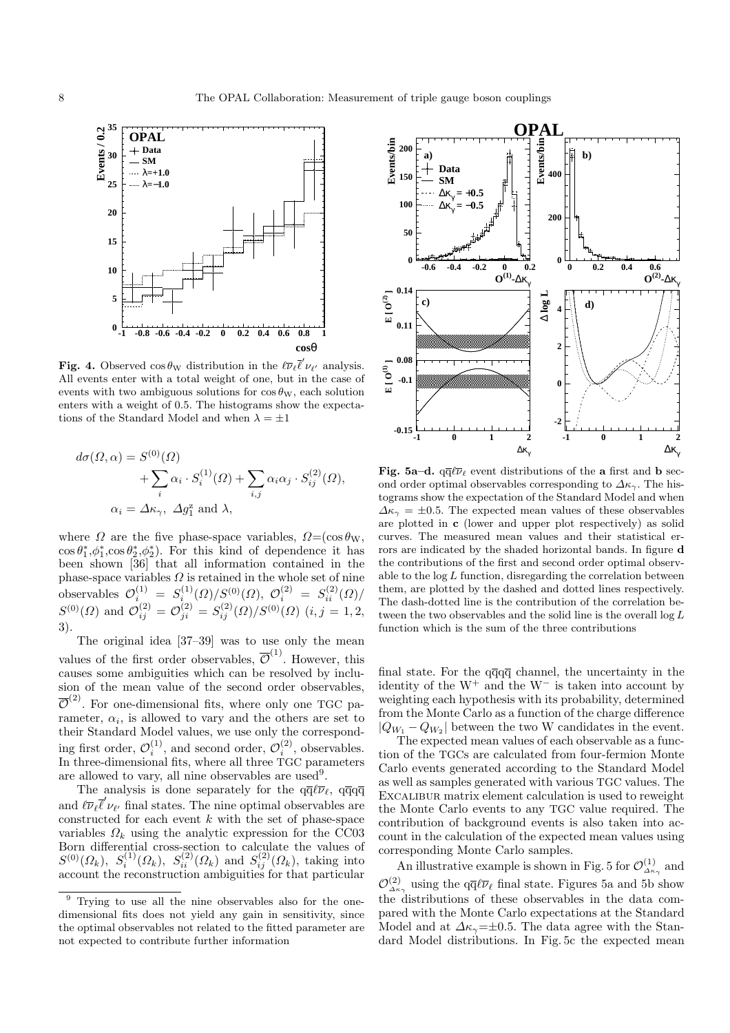**Fig. 4.** Observed $\cos\theta_W$ distribution in the $\ell\overline{\nu}_\ell\overline{\ell}'\nu_{\ell'}$ analysis. All events enter with a total weight of one, but in the case of events with two ambiguous solutions for $\cos\theta_W$, each solution enters with a weight of 0.5. The histograms show the expectations of the Standard Model and when $\lambda = \pm 1$

$$d\sigma(\Omega,\alpha) = S^{(0)}(\Omega) + \sum_i \alpha_i \cdot S_i^{(1)}(\Omega) + \sum_{i,j} \alpha_i\alpha_j \cdot S_{ij}^{(2)}(\Omega),$$
$$\alpha_i = \Delta\kappa_\gamma,\ \Delta g_1^z \text{ and } \lambda,$$

where $\Omega$ are the five phase-space variables, $\Omega$=($\cos\theta_W$, $\cos\theta_1^*$,$\phi_1^*$,$\cos\theta_2^*$,$\phi_2^*$). For this kind of dependence it has been shown [36] that all information contained in the phase-space variables $\Omega$ is retained in the whole set of nine observables $\mathcal{O}_i^{(1)} = S_i^{(1)}(\Omega)/S^{(0)}(\Omega)$, $\mathcal{O}_{ii}^{(2)} = S_{ii}^{(2)}(\Omega)/S^{(0)}(\Omega)$ and $\mathcal{O}_{ij}^{(2)} = \mathcal{O}_{ji}^{(2)} = S_{ij}^{(2)}(\Omega)/S^{(0)}(\Omega)$ $(i,j = 1,2,3)$.

The original idea [37–39] was to use only the mean values of the first order observables, $\overline{\mathcal{O}}^{(1)}$. However, this causes some ambiguities which can be resolved by inclusion of the mean value of the second order observables, $\overline{\mathcal{O}}^{(2)}$. For one-dimensional fits, where only one TGC parameter, $\alpha_i$, is allowed to vary and the others are set to their Standard Model values, we use only the corresponding first order, $\mathcal{O}_i^{(1)}$, and second order, $\mathcal{O}_{i}^{(2)}$, observables. In three-dimensional fits, where all three TGC parameters are allowed to vary, all nine observables are used[9].

The analysis is done separately for the $q\overline{q}\ell\overline{\nu}_\ell$, $q\overline{q}q\overline{q}$ and $\ell\overline{\nu}_\ell\overline{\ell}'\nu_{\ell'}$ final states. The nine optimal observables are constructed for each event $k$ with the set of phase-space variables $\Omega_k$ using the analytic expression for the CC03 Born differential cross-section to calculate the values of $S^{(0)}(\Omega_k)$, $S_i^{(1)}(\Omega_k)$, $S_{ii}^{(2)}(\Omega_k)$ and $S_{ij}^{(2)}(\Omega_k)$, taking into account the reconstruction ambiguities for that particular final state. For the $q\overline{q}q\overline{q}$ channel, the uncertainty in the identity of the $W^+$ and the $W^-$ is taken into account by weighting each hypothesis with its probability, determined from the Monte Carlo as a function of the charge difference $|Q_{W_1} - Q_{W_2}|$ between the two W candidates in the event.

[9] Trying to use all the nine observables also for the one-dimensional fits does not yield any gain in sensitivity, since the optimal observables not related to the fitted parameter are not expected to contribute further information

**Fig. 5a–d.** $q\overline{q}\ell\overline{\nu}_\ell$ event distributions of the **a** first and **b** second order optimal observables corresponding to $\Delta\kappa_\gamma$. The histograms show the expectation of the Standard Model and when $\Delta\kappa_\gamma = \pm 0.5$. The expected mean values of these observables are plotted in **c** (lower and upper plot respectively) as solid curves. The measured mean values and their statistical errors are indicated by the shaded horizontal bands. In figure **d** the contributions of the first and second order optimal observable to the $\log L$ function, disregarding the correlation between them, are plotted by the dashed and dotted lines respectively. The dash-dotted line is the contribution of the correlation between the two observables and the solid line is the overall $\log L$ function which is the sum of the three contributions

The expected mean values of each observable as a function of the TGCs are calculated from four-fermion Monte Carlo events generated according to the Standard Model as well as samples generated with various TGC values. The EXCALIBUR matrix element calculation is used to reweight the Monte Carlo events to any TGC value required. The contribution of background events is also taken into account in the calculation of the expected mean values using corresponding Monte Carlo samples.

An illustrative example is shown in Fig. 5 for $\mathcal{O}^{(1)}_{\Delta\kappa_\gamma}$ and $\mathcal{O}^{(2)}_{\Delta\kappa_\gamma}$ using the $q\overline{q}\ell\overline{\nu}_\ell$ final state. Figures 5a and 5b show the distributions of these observables in the data compared with the Monte Carlo expectations at the Standard Model and at $\Delta\kappa_\gamma$=$\pm$0.5. The data agree with the Standard Model distributions. In Fig. 5c the expected mean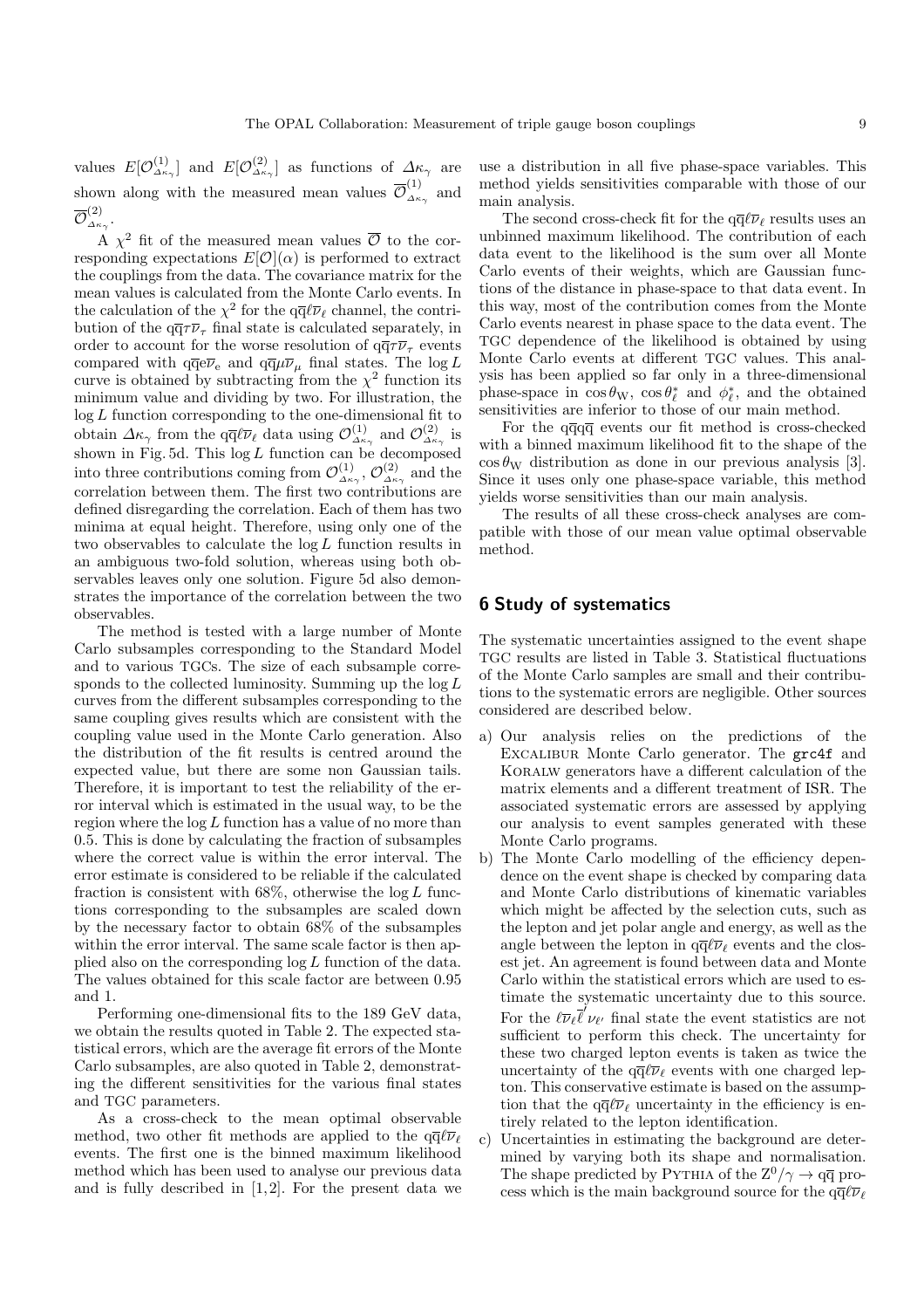values $E[\mathcal{O}^{(1)}_{\Delta\kappa_\gamma}]$ and $E[\mathcal{O}^{(2)}_{\Delta\kappa_\gamma}]$ as functions of $\Delta\kappa_\gamma$ are shown along with the measured mean values $\overline{\mathcal{O}}^{(1)}_{\Delta\kappa_\gamma}$ and $\overline{\mathcal{O}}^{(2)}_{\Delta\kappa_\gamma}$.

A $\chi^2$ fit of the measured mean values $\overline{\mathcal{O}}$ to the corresponding expectations $E[\mathcal{O}](\alpha)$ is performed to extract the couplings from the data. The covariance matrix for the mean values is calculated from the Monte Carlo events. In the calculation of the $\chi^2$ for the $\mathrm{q\overline{q}}\ell\overline{\nu}_\ell$ channel, the contribution of the $\mathrm{q\overline{q}}\tau\overline{\nu}_\tau$ final state is calculated separately, in order to account for the worse resolution of $\mathrm{q\overline{q}}\tau\overline{\nu}_\tau$ events compared with $\mathrm{q\overline{q}e}\overline{\nu}_\mathrm{e}$ and $\mathrm{q\overline{q}}\mu\overline{\nu}_\mu$ final states. The $\log L$ curve is obtained by subtracting from the $\chi^2$ function its minimum value and dividing by two. For illustration, the $\log L$ function corresponding to the one-dimensional fit to obtain $\Delta\kappa_\gamma$ from the $\mathrm{q\overline{q}}\ell\overline{\nu}_\ell$ data using $\mathcal{O}^{(1)}_{\Delta\kappa_\gamma}$ and $\mathcal{O}^{(2)}_{\Delta\kappa_\gamma}$ is shown in Fig. 5d. This $\log L$ function can be decomposed into three contributions coming from $\mathcal{O}^{(1)}_{\Delta\kappa_\gamma}$, $\mathcal{O}^{(2)}_{\Delta\kappa_\gamma}$ and the correlation between them. The first two contributions are defined disregarding the correlation. Each of them has two minima at equal height. Therefore, using only one of the two observables to calculate the $\log L$ function results in an ambiguous two-fold solution, whereas using both observables leaves only one solution. Figure 5d also demonstrates the importance of the correlation between the two observables.

The method is tested with a large number of Monte Carlo subsamples corresponding to the Standard Model and to various TGCs. The size of each subsample corresponds to the collected luminosity. Summing up the $\log L$ curves from the different subsamples corresponding to the same coupling gives results which are consistent with the coupling value used in the Monte Carlo generation. Also the distribution of the fit results is centred around the expected value, but there are some non Gaussian tails. Therefore, it is important to test the reliability of the error interval which is estimated in the usual way, to be the region where the $\log L$ function has a value of no more than 0.5. This is done by calculating the fraction of subsamples where the correct value is within the error interval. The error estimate is considered to be reliable if the calculated fraction is consistent with 68%, otherwise the $\log L$ functions corresponding to the subsamples are scaled down by the necessary factor to obtain 68% of the subsamples within the error interval. The same scale factor is then applied also on the corresponding $\log L$ function of the data. The values obtained for this scale factor are between 0.95 and 1.

Performing one-dimensional fits to the 189 GeV data, we obtain the results quoted in Table 2. The expected statistical errors, which are the average fit errors of the Monte Carlo subsamples, are also quoted in Table 2, demonstrating the different sensitivities for the various final states and TGC parameters.

As a cross-check to the mean optimal observable method, two other fit methods are applied to the $\mathrm{q\overline{q}}\ell\overline{\nu}_\ell$ events. The first one is the binned maximum likelihood method which has been used to analyse our previous data and is fully described in [1,2]. For the present data we use a distribution in all five phase-space variables. This method yields sensitivities comparable with those of our main analysis.

The second cross-check fit for the $\mathrm{q\overline{q}}\ell\overline{\nu}_\ell$ results uses an unbinned maximum likelihood. The contribution of each data event to the likelihood is the sum over all Monte Carlo events of their weights, which are Gaussian functions of the distance in phase-space to that data event. In this way, most of the contribution comes from the Monte Carlo events nearest in phase space to the data event. The TGC dependence of the likelihood is obtained by using Monte Carlo events at different TGC values. This analysis has been applied so far only in a three-dimensional phase-space in $\cos\theta_\mathrm{W}$, $\cos\theta^*_\ell$ and $\phi^*_\ell$, and the obtained sensitivities are inferior to those of our main method.

For the $\mathrm{q\overline{q}q\overline{q}}$ events our fit method is cross-checked with a binned maximum likelihood fit to the shape of the $\cos\theta_\mathrm{W}$ distribution as done in our previous analysis [3]. Since it uses only one phase-space variable, this method yields worse sensitivities than our main analysis.

The results of all these cross-check analyses are compatible with those of our mean value optimal observable method.

## 6 Study of systematics

The systematic uncertainties assigned to the event shape TGC results are listed in Table 3. Statistical fluctuations of the Monte Carlo samples are small and their contributions to the systematic errors are negligible. Other sources considered are described below.

a) Our analysis relies on the predictions of the EXCALIBUR Monte Carlo generator. The `grc4f` and KORALW generators have a different calculation of the matrix elements and a different treatment of ISR. The associated systematic errors are assessed by applying our analysis to event samples generated with these Monte Carlo programs.

b) The Monte Carlo modelling of the efficiency dependence on the event shape is checked by comparing data and Monte Carlo distributions of kinematic variables which might be affected by the selection cuts, such as the lepton and jet polar angle and energy, as well as the angle between the lepton in $\mathrm{q\overline{q}}\ell\overline{\nu}_\ell$ events and the closest jet. An agreement is found between data and Monte Carlo within the statistical errors which are used to estimate the systematic uncertainty due to this source. For the $\ell\overline{\nu}_\ell\overline{\ell}'\nu_{\ell'}$ final state the event statistics are not sufficient to perform this check. The uncertainty for these two charged lepton events is taken as twice the uncertainty of the $\mathrm{q\overline{q}}\ell\overline{\nu}_\ell$ events with one charged lepton. This conservative estimate is based on the assumption that the $\mathrm{q\overline{q}}\ell\overline{\nu}_\ell$ uncertainty in the efficiency is entirely related to the lepton identification.

c) Uncertainties in estimating the background are determined by varying both its shape and normalisation. The shape predicted by PYTHIA of the $\mathrm{Z}^0/\gamma \to \mathrm{q\overline{q}}$ process which is the main background source for the $\mathrm{q\overline{q}}\ell\overline{\nu}_\ell$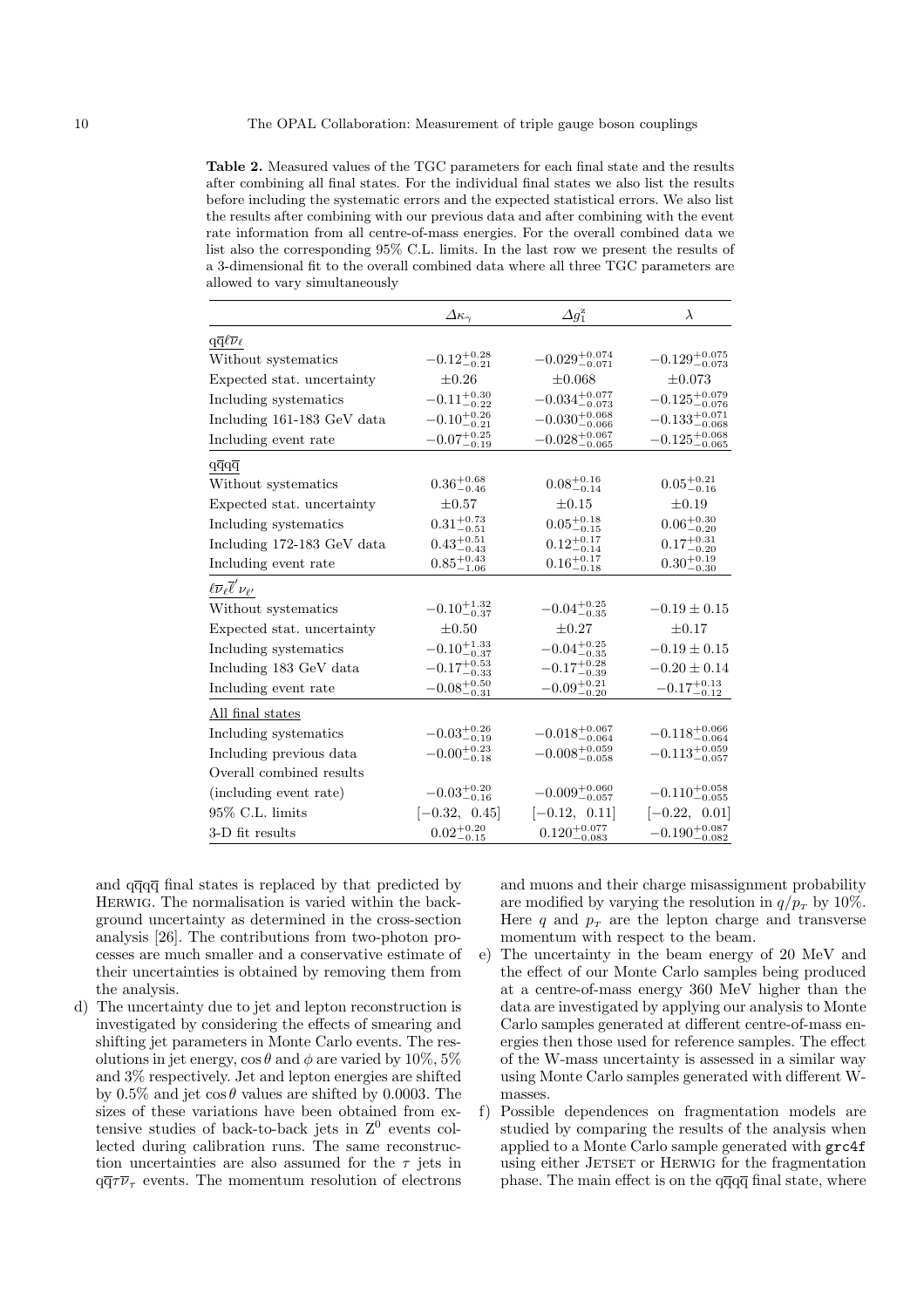**Table 2.** Measured values of the TGC parameters for each final state and the results after combining all final states. For the individual final states we also list the results before including the systematic errors and the expected statistical errors. We also list the results after combining with our previous data and after combining with the event rate information from all centre-of-mass energies. For the overall combined data we list also the corresponding 95% C.L. limits. In the last row we present the results of a 3-dimensional fit to the overall combined data where all three TGC parameters are allowed to vary simultaneously

| | $\Delta\kappa_\gamma$ | $\Delta g_1^z$ | $\lambda$ |
|---|---|---|---|
| $\mathrm{q\overline{q}}\ell\overline{\nu}_\ell$ | | | |
| Without systematics | $-0.12^{+0.28}_{-0.21}$ | $-0.029^{+0.074}_{-0.071}$ | $-0.129^{+0.075}_{-0.073}$ |
| Expected stat. uncertainty | $\pm0.26$ | $\pm0.068$ | $\pm0.073$ |
| Including systematics | $-0.11^{+0.30}_{-0.22}$ | $-0.034^{+0.077}_{-0.073}$ | $-0.125^{+0.079}_{-0.076}$ |
| Including 161-183 GeV data | $-0.10^{+0.26}_{-0.21}$ | $-0.030^{+0.068}_{-0.066}$ | $-0.133^{+0.071}_{-0.068}$ |
| Including event rate | $-0.07^{+0.25}_{-0.19}$ | $-0.028^{+0.067}_{-0.065}$ | $-0.125^{+0.068}_{-0.065}$ |
| $\mathrm{q\overline{q}q\overline{q}}$ | | | |
| Without systematics | $0.36^{+0.68}_{-0.46}$ | $0.08^{+0.16}_{-0.14}$ | $0.05^{+0.21}_{-0.16}$ |
| Expected stat. uncertainty | $\pm0.57$ | $\pm0.15$ | $\pm0.19$ |
| Including systematics | $0.31^{+0.73}_{-0.51}$ | $0.05^{+0.18}_{-0.15}$ | $0.06^{+0.30}_{-0.20}$ |
| Including 172-183 GeV data | $0.43^{+0.51}_{-0.43}$ | $0.12^{+0.17}_{-0.14}$ | $0.17^{+0.31}_{-0.20}$ |
| Including event rate | $0.85^{+0.43}_{-1.06}$ | $0.16^{+0.17}_{-0.18}$ | $0.30^{+0.19}_{-0.30}$ |
| $\ell\overline{\nu}_\ell\overline{\ell}'\nu_{\ell'}$ | | | |
| Without systematics | $-0.10^{+1.32}_{-0.37}$ | $-0.04^{+0.25}_{-0.35}$ | $-0.19\pm0.15$ |
| Expected stat. uncertainty | $\pm0.50$ | $\pm0.27$ | $\pm0.17$ |
| Including systematics | $-0.10^{+1.33}_{-0.37}$ | $-0.04^{+0.25}_{-0.35}$ | $-0.19\pm0.15$ |
| Including 183 GeV data | $-0.17^{+0.53}_{-0.33}$ | $-0.17^{+0.28}_{-0.39}$ | $-0.20\pm0.14$ |
| Including event rate | $-0.08^{+0.50}_{-0.31}$ | $-0.09^{+0.21}_{-0.20}$ | $-0.17^{+0.13}_{-0.12}$ |
| All final states | | | |
| Including systematics | $-0.03^{+0.26}_{-0.19}$ | $-0.018^{+0.067}_{-0.064}$ | $-0.118^{+0.066}_{-0.064}$ |
| Including previous data | $-0.00^{+0.23}_{-0.18}$ | $-0.008^{+0.059}_{-0.058}$ | $-0.113^{+0.059}_{-0.057}$ |
| Overall combined results (including event rate) | $-0.03^{+0.20}_{-0.16}$ | $-0.009^{+0.060}_{-0.057}$ | $-0.110^{+0.058}_{-0.055}$ |
| 95% C.L. limits | $[-0.32,\ 0.45]$ | $[-0.12,\ 0.11]$ | $[-0.22,\ 0.01]$ |
| 3-D fit results | $0.02^{+0.20}_{-0.15}$ | $0.120^{+0.077}_{-0.083}$ | $-0.190^{+0.087}_{-0.082}$ |

and $\mathrm{q\overline{q}q\overline{q}}$ final states is replaced by that predicted by HERWIG. The normalisation is varied within the background uncertainty as determined in the cross-section analysis [26]. The contributions from two-photon processes are much smaller and a conservative estimate of their uncertainties is obtained by removing them from the analysis.

d) The uncertainty due to jet and lepton reconstruction is investigated by considering the effects of smearing and shifting jet parameters in Monte Carlo events. The resolutions in jet energy, $\cos\theta$ and $\phi$ are varied by 10%, 5% and 3% respectively. Jet and lepton energies are shifted by 0.5% and jet $\cos\theta$ values are shifted by 0.0003. The sizes of these variations have been obtained from extensive studies of back-to-back jets in $Z^0$ events collected during calibration runs. The same reconstruction uncertainties are also assumed for the $\tau$ jets in $\mathrm{q\overline{q}}\tau\overline{\nu}_\tau$ events. The momentum resolution of electrons and muons and their charge misassignment probability are modified by varying the resolution in $q/p_T$ by 10%. Here $q$ and $p_T$ are the lepton charge and transverse momentum with respect to the beam.

e) The uncertainty in the beam energy of 20 MeV and the effect of our Monte Carlo samples being produced at a centre-of-mass energy 360 MeV higher than the data are investigated by applying our analysis to Monte Carlo samples generated at different centre-of-mass energies then those used for reference samples. The effect of the W-mass uncertainty is assessed in a similar way using Monte Carlo samples generated with different W-masses.

f) Possible dependences on fragmentation models are studied by comparing the results of the analysis when applied to a Monte Carlo sample generated with `grc4f` using either JETSET or HERWIG for the fragmentation phase. The main effect is on the $\mathrm{q\overline{q}q\overline{q}}$ final state, where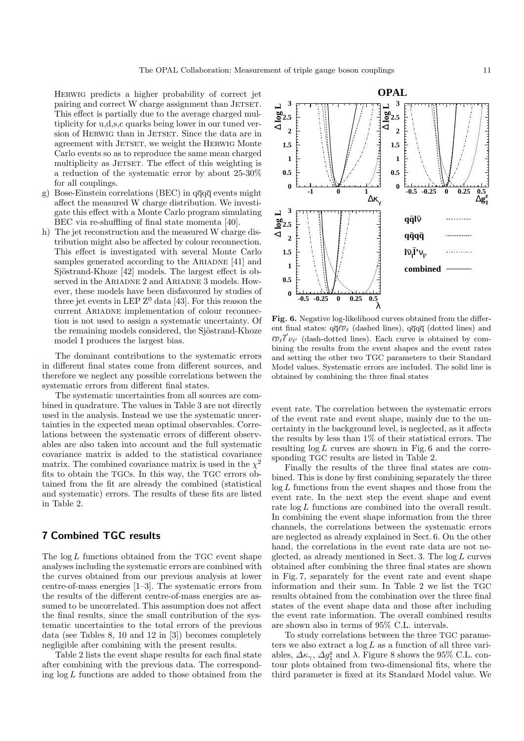HERWIG predicts a higher probability of correct jet pairing and correct W charge assignment than JETSET. This effect is partially due to the average charged multiplicity for u,d,s,c quarks being lower in our tuned version of HERWIG than in JETSET. Since the data are in agreement with JETSET, we weight the HERWIG Monte Carlo events so as to reproduce the same mean charged multiplicity as JETSET. The effect of this weighting is a reduction of the systematic error by about 25-30% for all couplings.

g) Bose-Einstein correlations (BEC) in $q\bar{q}q\bar{q}$ events might affect the measured W charge distribution. We investigate this effect with a Monte Carlo program simulating BEC via re-shuffling of final state momenta [40].

h) The jet reconstruction and the measured W charge distribution might also be affected by colour reconnection. This effect is investigated with several Monte Carlo samples generated according to the ARIADNE [41] and Sjöstrand-Khoze [42] models. The largest effect is observed in the ARIADNE 2 and ARIADNE 3 models. However, these models have been disfavoured by studies of three jet events in LEP $Z^0$ data [43]. For this reason the current ARIADNE implementation of colour reconnection is not used to assign a systematic uncertainty. Of the remaining models considered, the Sjöstrand-Khoze model I produces the largest bias.

The dominant contributions to the systematic errors in different final states come from different sources, and therefore we neglect any possible correlations between the systematic errors from different final states.

The systematic uncertainties from all sources are combined in quadrature. The values in Table 3 are not directly used in the analysis. Instead we use the systematic uncertainties in the expected mean optimal observables. Correlations between the systematic errors of different observables are also taken into account and the full systematic covariance matrix is added to the statistical covariance matrix. The combined covariance matrix is used in the $\chi^2$ fits to obtain the TGCs. In this way, the TGC errors obtained from the fit are already the combined (statistical and systematic) errors. The results of these fits are listed in Table 2.

## 7 Combined TGC results

The $\log L$ functions obtained from the TGC event shape analyses including the systematic errors are combined with the curves obtained from our previous analysis at lower centre-of-mass energies [1–3]. The systematic errors from the results of the different centre-of-mass energies are assumed to be uncorrelated. This assumption does not affect the final results, since the small contribution of the systematic uncertainties to the total errors of the previous data (see Tables 8, 10 and 12 in [3]) becomes completely negligible after combining with the present results.

Table 2 lists the event shape results for each final state after combining with the previous data. The corresponding $\log L$ functions are added to those obtained from the event rate. The correlation between the systematic errors of the event rate and event shape, mainly due to the uncertainty in the background level, is neglected, as it affects the results by less than 1% of their statistical errors. The resulting $\log L$ curves are shown in Fig. 6 and the corresponding TGC results are listed in Table 2.

**Fig. 6.** Negative log-likelihood curves obtained from the different final states: $q\bar{q}\ell\overline{\nu}_\ell$ (dashed lines), $q\bar{q}q\bar{q}$ (dotted lines) and $\ell\overline{\nu}_\ell\overline{\ell}'\nu_{\ell'}$ (dash-dotted lines). Each curve is obtained by combining the results from the event shapes and the event rates and setting the other two TGC parameters to their Standard Model values. Systematic errors are included. The solid line is obtained by combining the three final states

Finally the results of the three final states are combined. This is done by first combining separately the three $\log L$ functions from the event shapes and those from the event rate. In the next step the event shape and event rate $\log L$ functions are combined into the overall result. In combining the event shape information from the three channels, the correlations between the systematic errors are neglected as already explained in Sect. 6. On the other hand, the correlations in the event rate data are not neglected, as already mentioned in Sect. 3. The $\log L$ curves obtained after combining the three final states are shown in Fig. 7, separately for the event rate and event shape information and their sum. In Table 2 we list the TGC results obtained from the combination over the three final states of the event shape data and those after including the event rate information. The overall combined results are shown also in terms of 95% C.L. intervals.

To study correlations between the three TGC parameters we also extract a $\log L$ as a function of all three variables, $\Delta\kappa_\gamma$, $\Delta g_1^z$ and $\lambda$. Figure 8 shows the 95% C.L. contour plots obtained from two-dimensional fits, where the third parameter is fixed at its Standard Model value. We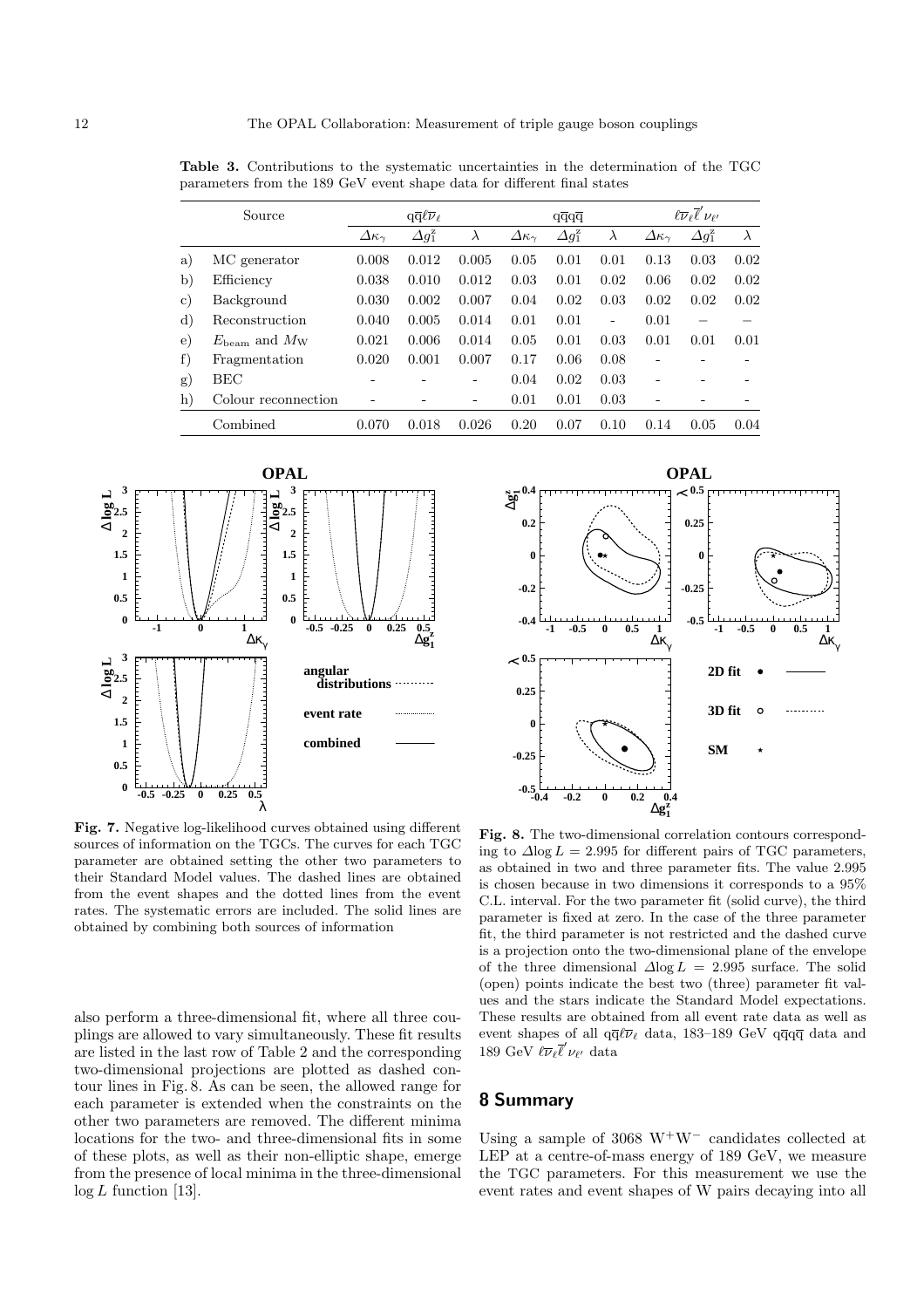**Table 3.** Contributions to the systematic uncertainties in the determination of the TGC parameters from the 189 GeV event shape data for different final states

| | Source | $q\overline{q}\ell\overline{\nu}_\ell$ | | | $q\overline{q}q\overline{q}$ | | | $\ell\overline{\nu}_\ell\overline{\ell}'\nu_{\ell'}$ | | |
|---|---|---|---|---|---|---|---|---|---|---|
| | | $\Delta\kappa_\gamma$ | $\Delta g_1^z$ | $\lambda$ | $\Delta\kappa_\gamma$ | $\Delta g_1^z$ | $\lambda$ | $\Delta\kappa_\gamma$ | $\Delta g_1^z$ | $\lambda$ |
| a) | MC generator | 0.008 | 0.012 | 0.005 | 0.05 | 0.01 | 0.01 | 0.13 | 0.03 | 0.02 |
| b) | Efficiency | 0.038 | 0.010 | 0.012 | 0.03 | 0.01 | 0.02 | 0.06 | 0.02 | 0.02 |
| c) | Background | 0.030 | 0.002 | 0.007 | 0.04 | 0.02 | 0.03 | 0.02 | 0.02 | 0.02 |
| d) | Reconstruction | 0.040 | 0.005 | 0.014 | 0.01 | 0.01 | - | 0.01 | – | – |
| e) | $E_{\mathrm{beam}}$ and $M_{\mathrm{W}}$ | 0.021 | 0.006 | 0.014 | 0.05 | 0.01 | 0.03 | 0.01 | 0.01 | 0.01 |
| f) | Fragmentation | 0.020 | 0.001 | 0.007 | 0.17 | 0.06 | 0.08 | - | - | - |
| g) | BEC | - | - | - | 0.04 | 0.02 | 0.03 | - | - | - |
| h) | Colour reconnection | - | - | - | 0.01 | 0.01 | 0.03 | - | - | - |
| | Combined | 0.070 | 0.018 | 0.026 | 0.20 | 0.07 | 0.10 | 0.14 | 0.05 | 0.04 |

**Fig. 7.** Negative log-likelihood curves obtained using different sources of information on the TGCs. The curves for each TGC parameter are obtained setting the other two parameters to their Standard Model values. The dashed lines are obtained from the event shapes and the dotted lines from the event rates. The systematic errors are included. The solid lines are obtained by combining both sources of information

**Fig. 8.** The two-dimensional correlation contours corresponding to $\Delta\log L = 2.995$ for different pairs of TGC parameters, as obtained in two and three parameter fits. The value 2.995 is chosen because in two dimensions it corresponds to a 95% C.L. interval. For the two parameter fit (solid curve), the third parameter is fixed at zero. In the case of the three parameter fit, the third parameter is not restricted and the dashed curve is a projection onto the two-dimensional plane of the envelope of the three dimensional $\Delta\log L = 2.995$ surface. The solid (open) points indicate the best two (three) parameter fit values and the stars indicate the Standard Model expectations. These results are obtained from all event rate data as well as event shapes of all $q\overline{q}\ell\overline{\nu}_\ell$ data, 183–189 GeV $q\overline{q}q\overline{q}$ data and 189 GeV $\ell\overline{\nu}_\ell\overline{\ell}'\nu_{\ell'}$ data

also perform a three-dimensional fit, where all three couplings are allowed to vary simultaneously. These fit results are listed in the last row of Table 2 and the corresponding two-dimensional projections are plotted as dashed contour lines in Fig. 8. As can be seen, the allowed range for each parameter is extended when the constraints on the other two parameters are removed. The different minima locations for the two- and three-dimensional fits in some of these plots, as well as their non-elliptic shape, emerge from the presence of local minima in the three-dimensional $\log L$ function [13].

## 8 Summary

Using a sample of 3068 $\mathrm{W^+W^-}$ candidates collected at LEP at a centre-of-mass energy of 189 GeV, we measure the TGC parameters. For this measurement we use the event rates and event shapes of W pairs decaying into all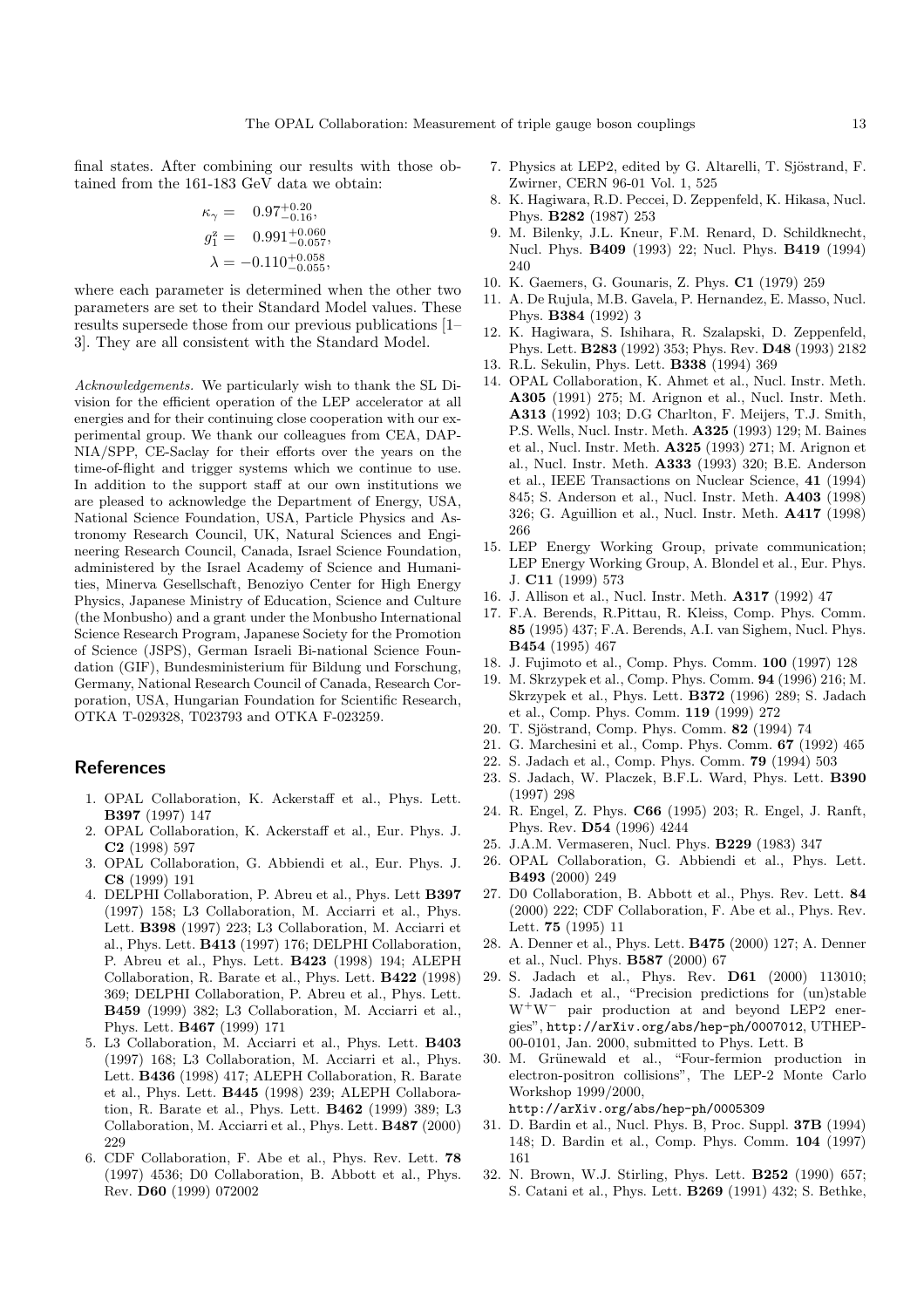final states. After combining our results with those obtained from the 161-183 GeV data we obtain:

$$
\begin{aligned}
\kappa_\gamma &= \phantom{-}0.97^{+0.20}_{-0.16}, \\
g_1^z &= \phantom{-}0.991^{+0.060}_{-0.057}, \\
\lambda &= -0.110^{+0.058}_{-0.055},
\end{aligned}
$$

where each parameter is determined when the other two parameters are set to their Standard Model values. These results supersede those from our previous publications [1–3]. They are all consistent with the Standard Model.

*Acknowledgements.* We particularly wish to thank the SL Division for the efficient operation of the LEP accelerator at all energies and for their continuing close cooperation with our experimental group. We thank our colleagues from CEA, DAPNIA/SPP, CE-Saclay for their efforts over the years on the time-of-flight and trigger systems which we continue to use. In addition to the support staff at our own institutions we are pleased to acknowledge the Department of Energy, USA, National Science Foundation, USA, Particle Physics and Astronomy Research Council, UK, Natural Sciences and Engineering Research Council, Canada, Israel Science Foundation, administered by the Israel Academy of Science and Humanities, Minerva Gesellschaft, Benoziyo Center for High Energy Physics, Japanese Ministry of Education, Science and Culture (the Monbusho) and a grant under the Monbusho International Science Research Program, Japanese Society for the Promotion of Science (JSPS), German Israeli Bi-national Science Foundation (GIF), Bundesministerium für Bildung und Forschung, Germany, National Research Council of Canada, Research Corporation, USA, Hungarian Foundation for Scientific Research, OTKA T-029328, T023793 and OTKA F-023259.

## References

1. OPAL Collaboration, K. Ackerstaff et al., Phys. Lett. **B397** (1997) 147
2. OPAL Collaboration, K. Ackerstaff et al., Eur. Phys. J. **C2** (1998) 597
3. OPAL Collaboration, G. Abbiendi et al., Eur. Phys. J. **C8** (1999) 191
4. DELPHI Collaboration, P. Abreu et al., Phys. Lett **B397** (1997) 158; L3 Collaboration, M. Acciarri et al., Phys. Lett. **B398** (1997) 223; L3 Collaboration, M. Acciarri et al., Phys. Lett. **B413** (1997) 176; DELPHI Collaboration, P. Abreu et al., Phys. Lett. **B423** (1998) 194; ALEPH Collaboration, R. Barate et al., Phys. Lett. **B422** (1998) 369; DELPHI Collaboration, P. Abreu et al., Phys. Lett. **B459** (1999) 382; L3 Collaboration, M. Acciarri et al., Phys. Lett. **B467** (1999) 171
5. L3 Collaboration, M. Acciarri et al., Phys. Lett. **B403** (1997) 168; L3 Collaboration, M. Acciarri et al., Phys. Lett. **B436** (1998) 417; ALEPH Collaboration, R. Barate et al., Phys. Lett. **B445** (1998) 239; ALEPH Collaboration, R. Barate et al., Phys. Lett. **B462** (1999) 389; L3 Collaboration, M. Acciarri et al., Phys. Lett. **B487** (2000) 229
6. CDF Collaboration, F. Abe et al., Phys. Rev. Lett. **78** (1997) 4536; D0 Collaboration, B. Abbott et al., Phys. Rev. **D60** (1999) 072002
7. Physics at LEP2, edited by G. Altarelli, T. Sjöstrand, F. Zwirner, CERN 96-01 Vol. 1, 525
8. K. Hagiwara, R.D. Peccei, D. Zeppenfeld, K. Hikasa, Nucl. Phys. **B282** (1987) 253
9. M. Bilenky, J.L. Kneur, F.M. Renard, D. Schildknecht, Nucl. Phys. **B409** (1993) 22; Nucl. Phys. **B419** (1994) 240
10. K. Gaemers, G. Gounaris, Z. Phys. **C1** (1979) 259
11. A. De Rujula, M.B. Gavela, P. Hernandez, E. Masso, Nucl. Phys. **B384** (1992) 3
12. K. Hagiwara, S. Ishihara, R. Szalapski, D. Zeppenfeld, Phys. Lett. **B283** (1992) 353; Phys. Rev. **D48** (1993) 2182
13. R.L. Sekulin, Phys. Lett. **B338** (1994) 369
14. OPAL Collaboration, K. Ahmet et al., Nucl. Instr. Meth. **A305** (1991) 275; M. Arignon et al., Nucl. Instr. Meth. **A313** (1992) 103; D.G Charlton, F. Meijers, T.J. Smith, P.S. Wells, Nucl. Instr. Meth. **A325** (1993) 129; M. Baines et al., Nucl. Instr. Meth. **A325** (1993) 271; M. Arignon et al., Nucl. Instr. Meth. **A333** (1993) 320; B.E. Anderson et al., IEEE Transactions on Nuclear Science, **41** (1994) 845; S. Anderson et al., Nucl. Instr. Meth. **A403** (1998) 326; G. Aguillion et al., Nucl. Instr. Meth. **A417** (1998) 266
15. LEP Energy Working Group, private communication; LEP Energy Working Group, A. Blondel et al., Eur. Phys. J. **C11** (1999) 573
16. J. Allison et al., Nucl. Instr. Meth. **A317** (1992) 47
17. F.A. Berends, R.Pittau, R. Kleiss, Comp. Phys. Comm. **85** (1995) 437; F.A. Berends, A.I. van Sighem, Nucl. Phys. **B454** (1995) 467
18. J. Fujimoto et al., Comp. Phys. Comm. **100** (1997) 128
19. M. Skrzypek et al., Comp. Phys. Comm. **94** (1996) 216; M. Skrzypek et al., Phys. Lett. **B372** (1996) 289; S. Jadach et al., Comp. Phys. Comm. **119** (1999) 272
20. T. Sjöstrand, Comp. Phys. Comm. **82** (1994) 74
21. G. Marchesini et al., Comp. Phys. Comm. **67** (1992) 465
22. S. Jadach et al., Comp. Phys. Comm. **79** (1994) 503
23. S. Jadach, W. Placzek, B.F.L. Ward, Phys. Lett. **B390** (1997) 298
24. R. Engel, Z. Phys. **C66** (1995) 203; R. Engel, J. Ranft, Phys. Rev. **D54** (1996) 4244
25. J.A.M. Vermaseren, Nucl. Phys. **B229** (1983) 347
26. OPAL Collaboration, G. Abbiendi et al., Phys. Lett. **B493** (2000) 249
27. D0 Collaboration, B. Abbott et al., Phys. Rev. Lett. **84** (2000) 222; CDF Collaboration, F. Abe et al., Phys. Rev. Lett. **75** (1995) 11
28. A. Denner et al., Phys. Lett. **B475** (2000) 127; A. Denner et al., Nucl. Phys. **B587** (2000) 67
29. S. Jadach et al., Phys. Rev. **D61** (2000) 113010; S. Jadach et al., "Precision predictions for (un)stable $W^+W^-$ pair production at and beyond LEP2 energies", http://arXiv.org/abs/hep-ph/0007012, UTHEP-00-0101, Jan. 2000, submitted to Phys. Lett. B
30. M. Grünewald et al., "Four-fermion production in electron-positron collisions", The LEP-2 Monte Carlo Workshop 1999/2000, http://arXiv.org/abs/hep-ph/0005309
31. D. Bardin et al., Nucl. Phys. B, Proc. Suppl. **37B** (1994) 148; D. Bardin et al., Comp. Phys. Comm. **104** (1997) 161
32. N. Brown, W.J. Stirling, Phys. Lett. **B252** (1990) 657; S. Catani et al., Phys. Lett. **B269** (1991) 432; S. Bethke,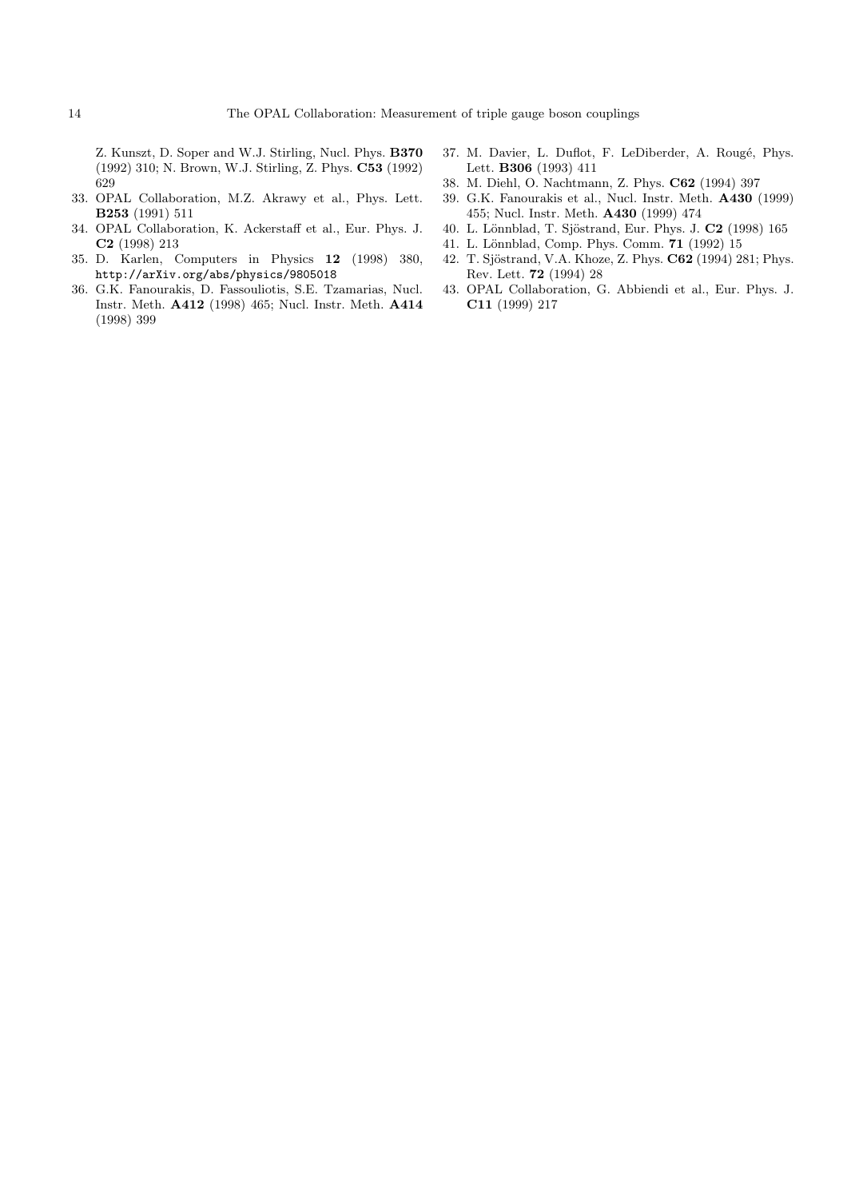Z. Kunszt, D. Soper and W.J. Stirling, Nucl. Phys. **B370** (1992) 310; N. Brown, W.J. Stirling, Z. Phys. **C53** (1992) 629

33. OPAL Collaboration, M.Z. Akrawy et al., Phys. Lett. **B253** (1991) 511
34. OPAL Collaboration, K. Ackerstaff et al., Eur. Phys. J. **C2** (1998) 213
35. D. Karlen, Computers in Physics **12** (1998) 380, http://arXiv.org/abs/physics/9805018
36. G.K. Fanourakis, D. Fassouliotis, S.E. Tzamarias, Nucl. Instr. Meth. **A412** (1998) 465; Nucl. Instr. Meth. **A414** (1998) 399
37. M. Davier, L. Duflot, F. LeDiberder, A. Rougé, Phys. Lett. **B306** (1993) 411
38. M. Diehl, O. Nachtmann, Z. Phys. **C62** (1994) 397
39. G.K. Fanourakis et al., Nucl. Instr. Meth. **A430** (1999) 455; Nucl. Instr. Meth. **A430** (1999) 474
40. L. Lönnblad, T. Sjöstrand, Eur. Phys. J. **C2** (1998) 165
41. L. Lönnblad, Comp. Phys. Comm. **71** (1992) 15
42. T. Sjöstrand, V.A. Khoze, Z. Phys. **C62** (1994) 281; Phys. Rev. Lett. **72** (1994) 28
43. OPAL Collaboration, G. Abbiendi et al., Eur. Phys. J. **C11** (1999) 217